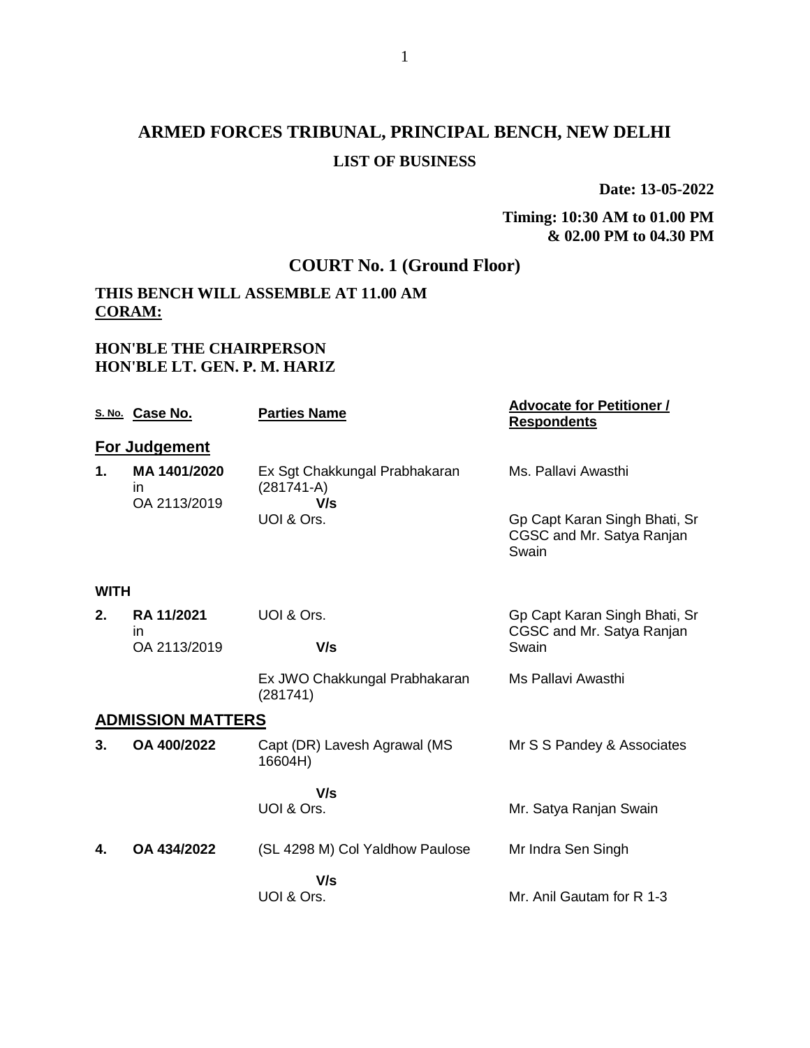# ARMED FORCES TRIBUNAL, PRINCIPAL BENCH, NEW DELHI

## LIST OF BUSINESS

**Date: 13-05-2022**

**Timing: 10:30 AM to 01.00 PM & 02.00 PM to 04.30 PM**

## COURT No. 1 (Ground Floor)

**THIS BENCH WILL ASSEMBLE AT 11.00 AM**
**CORAM:**

**HON'BLE THE CHAIRPERSON**
**HON'BLE LT. GEN. P. M. HARIZ**

| S. No. | Case No. | Parties Name | Advocate for Petitioner / Respondents |
|---|---|---|---|
| **For Judgement** | | | |
| **1.** | **MA 1401/2020** in OA 2113/2019 | Ex Sgt Chakkungal Prabhakaran (281741-A) **V/s** UOI & Ors. | Ms. Pallavi Awasthi<br><br>Gp Capt Karan Singh Bhati, Sr CGSC and Mr. Satya Ranjan Swain |
| **WITH** | | | |
| **2.** | **RA 11/2021** in OA 2113/2019 | UOI & Ors. **V/s** Ex JWO Chakkungal Prabhakaran (281741) | Gp Capt Karan Singh Bhati, Sr CGSC and Mr. Satya Ranjan Swain<br><br>Ms Pallavi Awasthi |
| **ADMISSION MATTERS** | | | |
| **3.** | **OA 400/2022** | Capt (DR) Lavesh Agrawal (MS 16604H) **V/s** UOI & Ors. | Mr S S Pandey & Associates<br><br>Mr. Satya Ranjan Swain |
| **4.** | **OA 434/2022** | (SL 4298 M) Col Yaldhow Paulose **V/s** UOI & Ors. | Mr Indra Sen Singh<br><br>Mr. Anil Gautam for R 1-3 |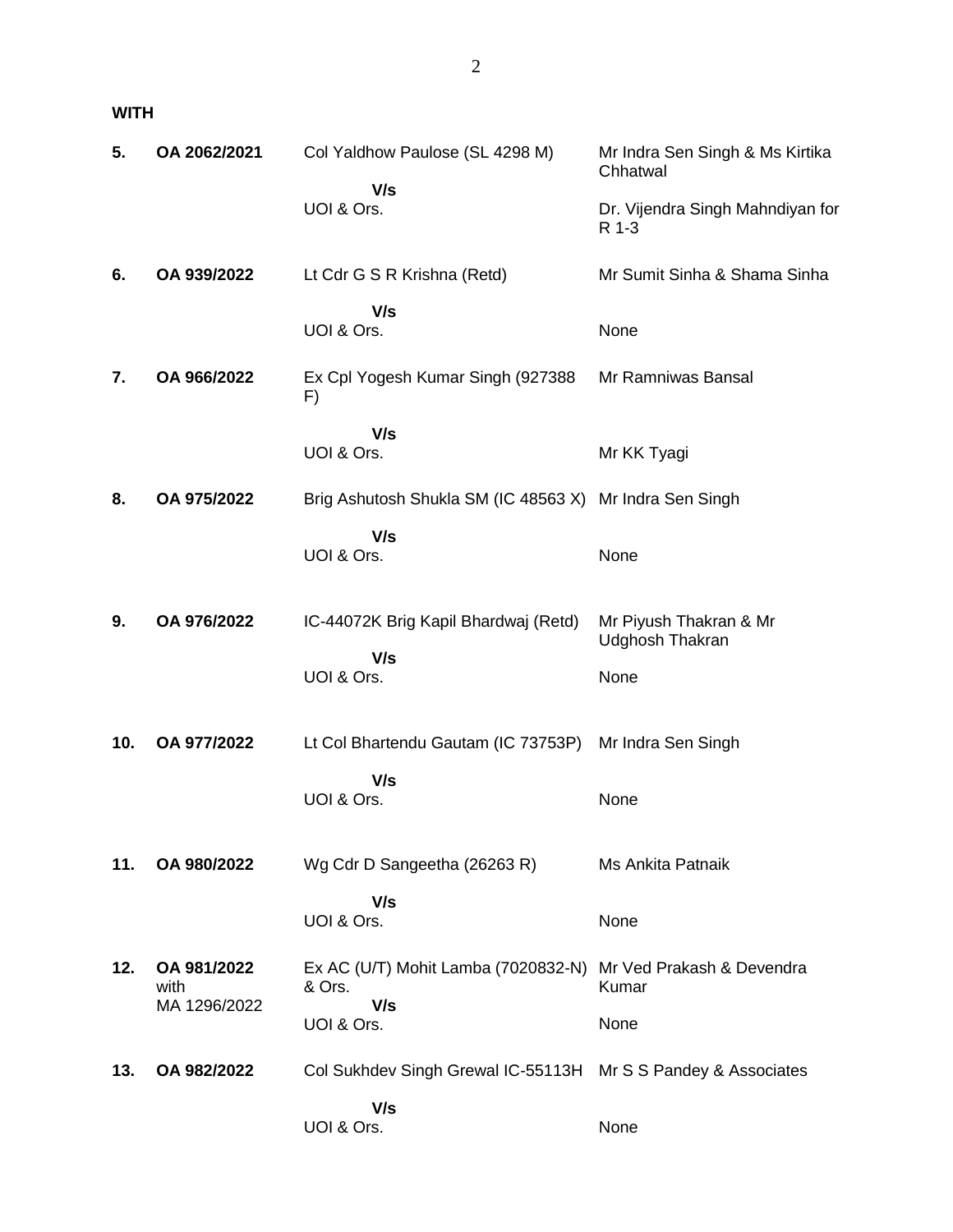**WITH**

| | | | |
|---|---|---|---|
| 5. | OA 2062/2021 | Col Yaldhow Paulose (SL 4298 M)<br>V/s<br>UOI & Ors. | Mr Indra Sen Singh & Ms Kirtika Chhatwal<br>Dr. Vijendra Singh Mahndiyan for R 1-3 |
| 6. | OA 939/2022 | Lt Cdr G S R Krishna (Retd)<br>V/s<br>UOI & Ors. | Mr Sumit Sinha & Shama Sinha<br>None |
| 7. | OA 966/2022 | Ex Cpl Yogesh Kumar Singh (927388 F)<br>V/s<br>UOI & Ors. | Mr Ramniwas Bansal<br>Mr KK Tyagi |
| 8. | OA 975/2022 | Brig Ashutosh Shukla SM (IC 48563 X)<br>V/s<br>UOI & Ors. | Mr Indra Sen Singh<br>None |
| 9. | OA 976/2022 | IC-44072K Brig Kapil Bhardwaj (Retd)<br>V/s<br>UOI & Ors. | Mr Piyush Thakran & Mr Udghosh Thakran<br>None |
| 10. | OA 977/2022 | Lt Col Bhartendu Gautam (IC 73753P)<br>V/s<br>UOI & Ors. | Mr Indra Sen Singh<br>None |
| 11. | OA 980/2022 | Wg Cdr D Sangeetha (26263 R)<br>V/s<br>UOI & Ors. | Ms Ankita Patnaik<br>None |
| 12. | OA 981/2022 with MA 1296/2022 | Ex AC (U/T) Mohit Lamba (7020832-N) & Ors.<br>V/s<br>UOI & Ors. | Mr Ved Prakash & Devendra Kumar<br>None |
| 13. | OA 982/2022 | Col Sukhdev Singh Grewal IC-55113H<br>V/s<br>UOI & Ors. | Mr S S Pandey & Associates<br>None |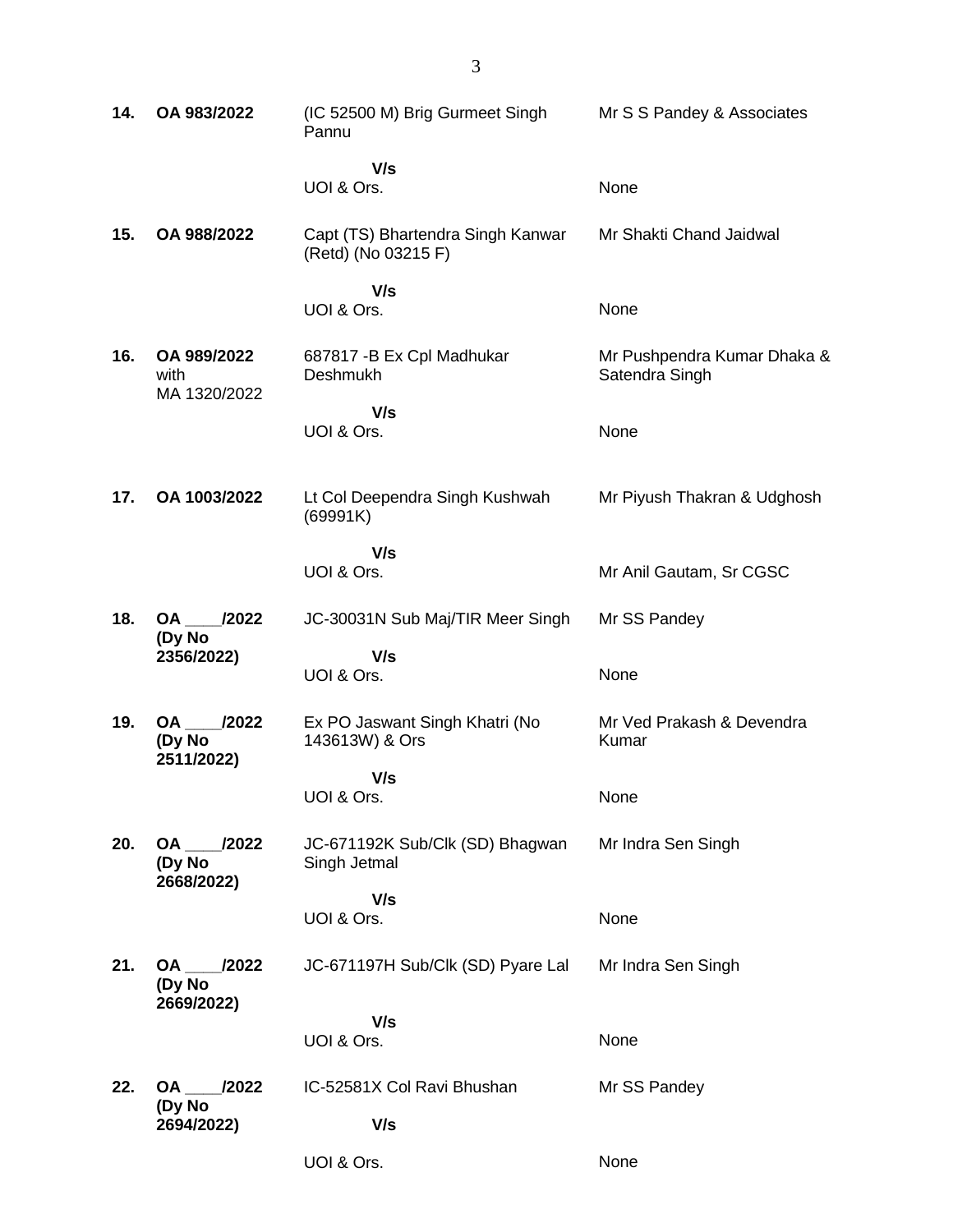| | | | |
|---|---|---|---|
| **14.** | **OA 983/2022** | (IC 52500 M) Brig Gurmeet Singh Pannu<br><br>**V/s**<br>UOI & Ors. | Mr S S Pandey & Associates<br><br>None |
| **15.** | **OA 988/2022** | Capt (TS) Bhartendra Singh Kanwar (Retd) (No 03215 F)<br><br>**V/s**<br>UOI & Ors. | Mr Shakti Chand Jaidwal<br><br>None |
| **16.** | **OA 989/2022** with MA 1320/2022 | 687817 -B Ex Cpl Madhukar Deshmukh<br><br>**V/s**<br>UOI & Ors. | Mr Pushpendra Kumar Dhaka & Satendra Singh<br><br>None |
| **17.** | **OA 1003/2022** | Lt Col Deependra Singh Kushwah (69991K)<br><br>**V/s**<br>UOI & Ors. | Mr Piyush Thakran & Udghosh<br><br>Mr Anil Gautam, Sr CGSC |
| **18.** | **OA ____/2022 (Dy No 2356/2022)** | JC-30031N Sub Maj/TIR Meer Singh<br><br>**V/s**<br>UOI & Ors. | Mr SS Pandey<br><br>None |
| **19.** | **OA ____/2022 (Dy No 2511/2022)** | Ex PO Jaswant Singh Khatri (No 143613W) & Ors<br><br>**V/s**<br>UOI & Ors. | Mr Ved Prakash & Devendra Kumar<br><br>None |
| **20.** | **OA ____/2022 (Dy No 2668/2022)** | JC-671192K Sub/Clk (SD) Bhagwan Singh Jetmal<br><br>**V/s**<br>UOI & Ors. | Mr Indra Sen Singh<br><br>None |
| **21.** | **OA ____/2022 (Dy No 2669/2022)** | JC-671197H Sub/Clk (SD) Pyare Lal<br><br>**V/s**<br>UOI & Ors. | Mr Indra Sen Singh<br><br>None |
| **22.** | **OA ____/2022 (Dy No 2694/2022)** | IC-52581X Col Ravi Bhushan<br><br>**V/s**<br>UOI & Ors. | Mr SS Pandey<br><br>None |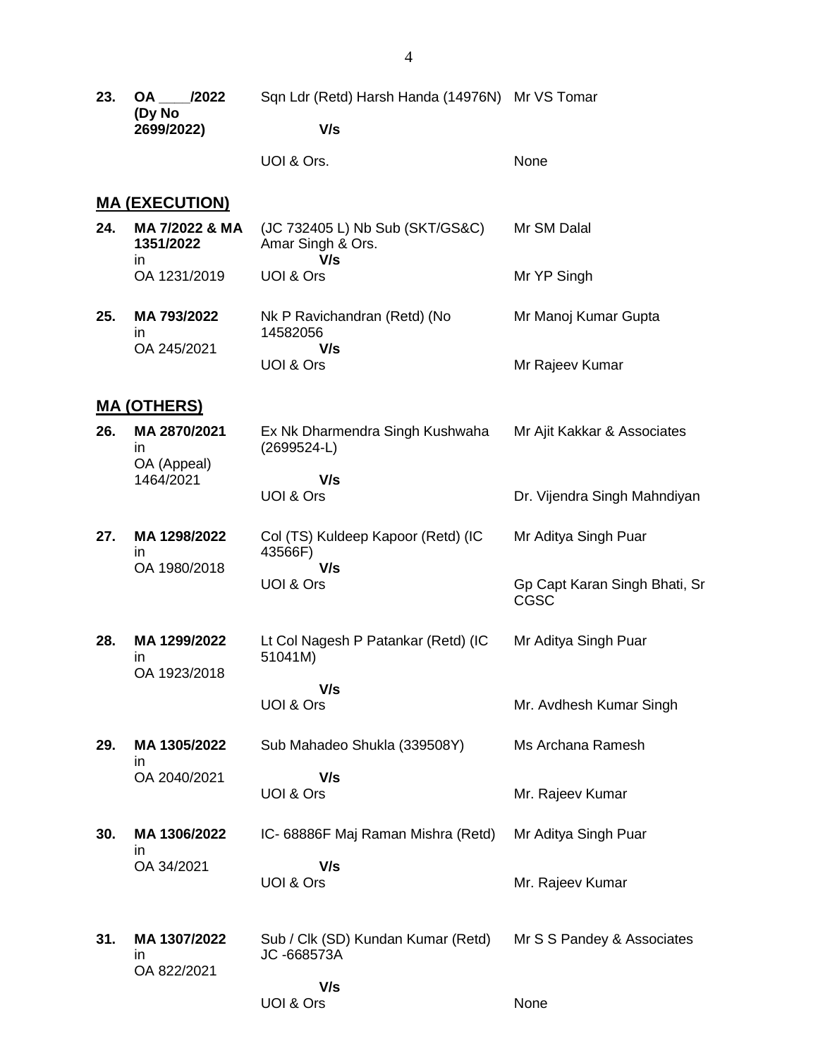| | | | |
|---|---|---|---|
| **23.** | **OA ____/2022 (Dy No 2699/2022)** | Sqn Ldr (Retd) Harsh Handa (14976N) **V/s** UOI & Ors. | Mr VS Tomar<br>None |

## MA (EXECUTION)

| | | | |
|---|---|---|---|
| **24.** | **MA 7/2022 & MA 1351/2022** in OA 1231/2019 | (JC 732405 L) Nb Sub (SKT/GS&C) Amar Singh & Ors. **V/s** UOI & Ors | Mr SM Dalal<br>Mr YP Singh |
| **25.** | **MA 793/2022** in OA 245/2021 | Nk P Ravichandran (Retd) (No 14582056 **V/s** UOI & Ors | Mr Manoj Kumar Gupta<br>Mr Rajeev Kumar |

## MA (OTHERS)

| | | | |
|---|---|---|---|
| **26.** | **MA 2870/2021** in OA (Appeal) 1464/2021 | Ex Nk Dharmendra Singh Kushwaha (2699524-L) **V/s** UOI & Ors | Mr Ajit Kakkar & Associates<br>Dr. Vijendra Singh Mahndiyan |
| **27.** | **MA 1298/2022** in OA 1980/2018 | Col (TS) Kuldeep Kapoor (Retd) (IC 43566F) **V/s** UOI & Ors | Mr Aditya Singh Puar<br>Gp Capt Karan Singh Bhati, Sr CGSC |
| **28.** | **MA 1299/2022** in OA 1923/2018 | Lt Col Nagesh P Patankar (Retd) (IC 51041M) **V/s** UOI & Ors | Mr Aditya Singh Puar<br>Mr. Avdhesh Kumar Singh |
| **29.** | **MA 1305/2022** in OA 2040/2021 | Sub Mahadeo Shukla (339508Y) **V/s** UOI & Ors | Ms Archana Ramesh<br>Mr. Rajeev Kumar |
| **30.** | **MA 1306/2022** in OA 34/2021 | IC- 68886F Maj Raman Mishra (Retd) **V/s** UOI & Ors | Mr Aditya Singh Puar<br>Mr. Rajeev Kumar |
| **31.** | **MA 1307/2022** in OA 822/2021 | Sub / Clk (SD) Kundan Kumar (Retd) JC -668573A **V/s** UOI & Ors | Mr S S Pandey & Associates<br>None |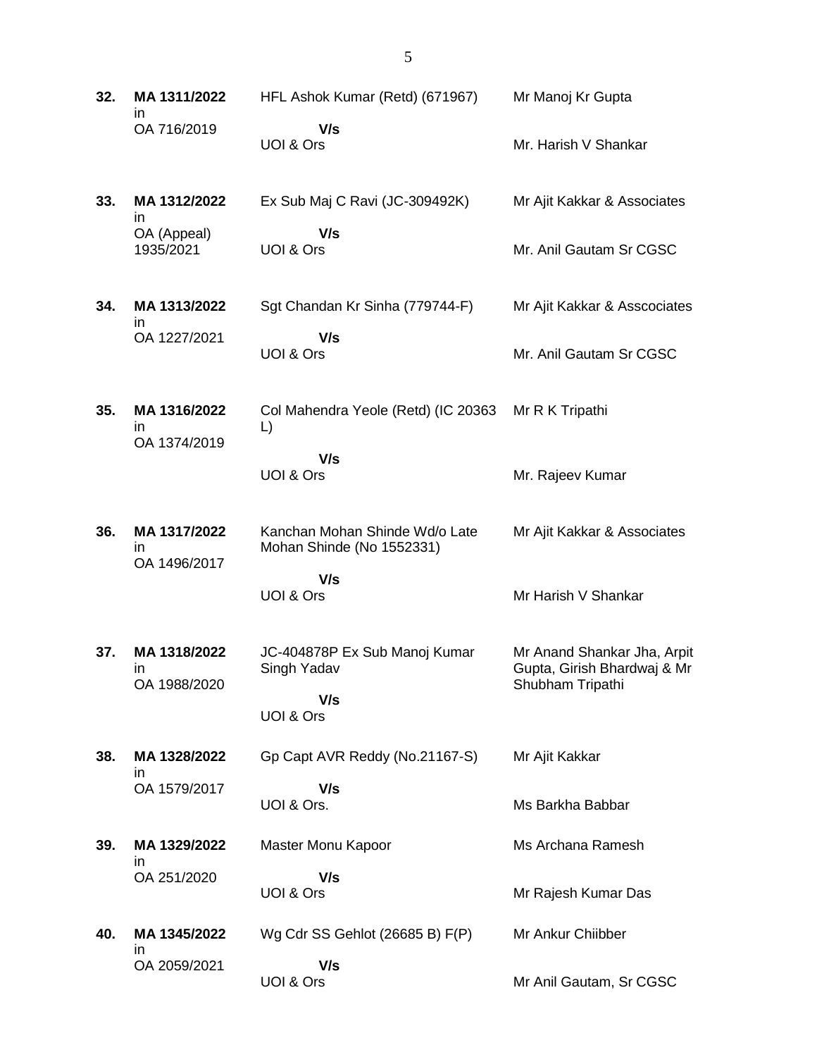| | | | |
|---|---|---|---|
| **32.** | **MA 1311/2022** in OA 716/2019 | HFL Ashok Kumar (Retd) (671967) **V/s** UOI & Ors | Mr Manoj Kr Gupta<br><br>Mr. Harish V Shankar |
| **33.** | **MA 1312/2022** in OA (Appeal) 1935/2021 | Ex Sub Maj C Ravi (JC-309492K) **V/s** UOI & Ors | Mr Ajit Kakkar & Associates<br><br>Mr. Anil Gautam Sr CGSC |
| **34.** | **MA 1313/2022** in OA 1227/2021 | Sgt Chandan Kr Sinha (779744-F) **V/s** UOI & Ors | Mr Ajit Kakkar & Asscociates<br><br>Mr. Anil Gautam Sr CGSC |
| **35.** | **MA 1316/2022** in OA 1374/2019 | Col Mahendra Yeole (Retd) (IC 20363 L) **V/s** UOI & Ors | Mr R K Tripathi<br><br>Mr. Rajeev Kumar |
| **36.** | **MA 1317/2022** in OA 1496/2017 | Kanchan Mohan Shinde Wd/o Late Mohan Shinde (No 1552331) **V/s** UOI & Ors | Mr Ajit Kakkar & Associates<br><br>Mr Harish V Shankar |
| **37.** | **MA 1318/2022** in OA 1988/2020 | JC-404878P Ex Sub Manoj Kumar Singh Yadav **V/s** UOI & Ors | Mr Anand Shankar Jha, Arpit Gupta, Girish Bhardwaj & Mr Shubham Tripathi |
| **38.** | **MA 1328/2022** in OA 1579/2017 | Gp Capt AVR Reddy (No.21167-S) **V/s** UOI & Ors. | Mr Ajit Kakkar<br><br>Ms Barkha Babbar |
| **39.** | **MA 1329/2022** in OA 251/2020 | Master Monu Kapoor **V/s** UOI & Ors | Ms Archana Ramesh<br><br>Mr Rajesh Kumar Das |
| **40.** | **MA 1345/2022** in OA 2059/2021 | Wg Cdr SS Gehlot (26685 B) F(P) **V/s** UOI & Ors | Mr Ankur Chiibber<br><br>Mr Anil Gautam, Sr CGSC |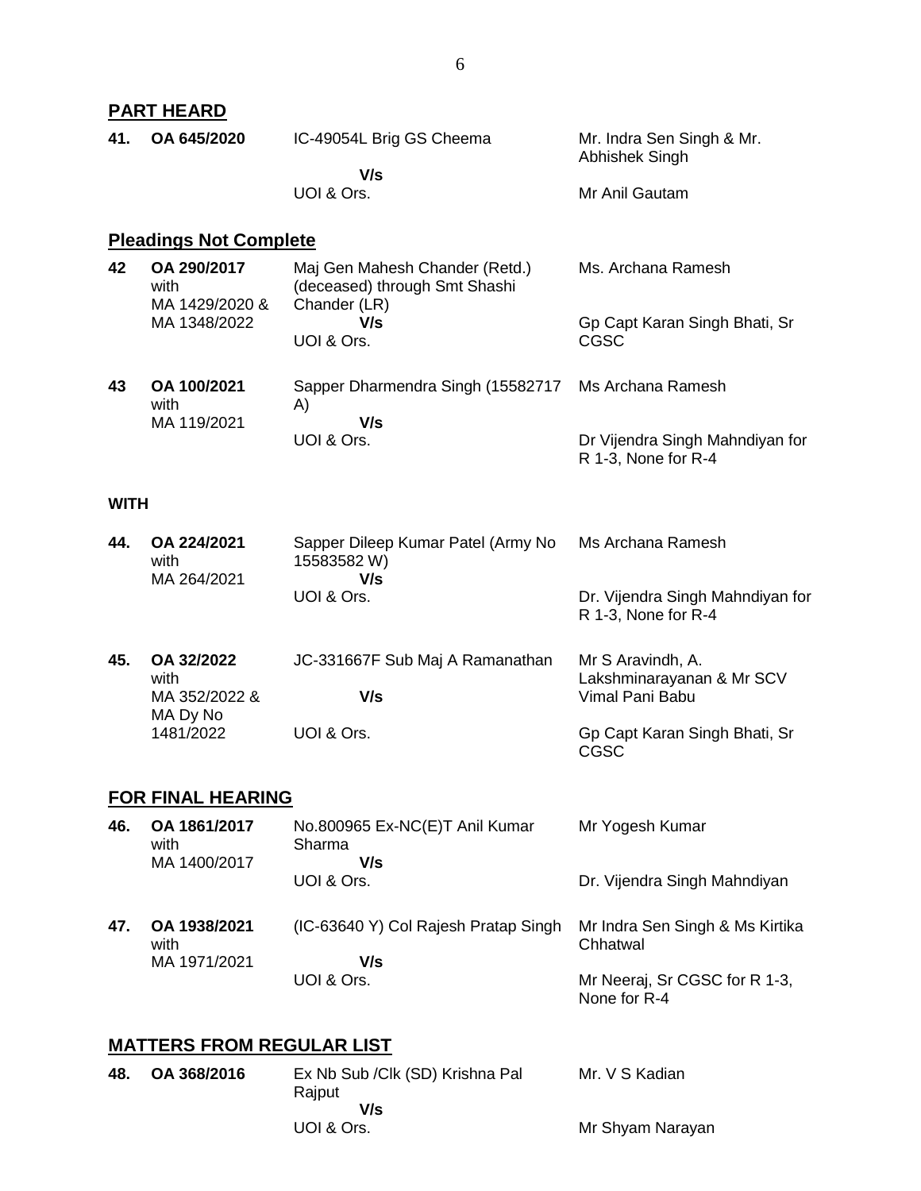## PART HEARD

| | | | |
|---|---|---|---|
| **41.** | **OA 645/2020** | IC-49054L Brig GS Cheema<br>**V/s**<br>UOI & Ors. | Mr. Indra Sen Singh & Mr. Abhishek Singh<br><br>Mr Anil Gautam |

## Pleadings Not Complete

| | | | |
|---|---|---|---|
| **42** | **OA 290/2017** with MA 1429/2020 & MA 1348/2022 | Maj Gen Mahesh Chander (Retd.) (deceased) through Smt Shashi Chander (LR)<br>**V/s**<br>UOI & Ors. | Ms. Archana Ramesh<br><br>Gp Capt Karan Singh Bhati, Sr CGSC |
| **43** | **OA 100/2021** with MA 119/2021 | Sapper Dharmendra Singh (15582717 A)<br>**V/s**<br>UOI & Ors. | Ms Archana Ramesh<br><br>Dr Vijendra Singh Mahndiyan for R 1-3, None for R-4 |

**WITH**

| | | | |
|---|---|---|---|
| **44.** | **OA 224/2021** with MA 264/2021 | Sapper Dileep Kumar Patel (Army No 15583582 W)<br>**V/s**<br>UOI & Ors. | Ms Archana Ramesh<br><br>Dr. Vijendra Singh Mahndiyan for R 1-3, None for R-4 |
| **45.** | **OA 32/2022** with MA 352/2022 & MA Dy No 1481/2022 | JC-331667F Sub Maj A Ramanathan<br>**V/s**<br>UOI & Ors. | Mr S Aravindh, A. Lakshminarayanan & Mr SCV Vimal Pani Babu<br><br>Gp Capt Karan Singh Bhati, Sr CGSC |

## FOR FINAL HEARING

| | | | |
|---|---|---|---|
| **46.** | **OA 1861/2017** with MA 1400/2017 | No.800965 Ex-NC(E)T Anil Kumar Sharma<br>**V/s**<br>UOI & Ors. | Mr Yogesh Kumar<br><br>Dr. Vijendra Singh Mahndiyan |
| **47.** | **OA 1938/2021** with MA 1971/2021 | (IC-63640 Y) Col Rajesh Pratap Singh<br>**V/s**<br>UOI & Ors. | Mr Indra Sen Singh & Ms Kirtika Chhatwal<br><br>Mr Neeraj, Sr CGSC for R 1-3, None for R-4 |

## MATTERS FROM REGULAR LIST

| | | | |
|---|---|---|---|
| **48.** | **OA 368/2016** | Ex Nb Sub /Clk (SD) Krishna Pal Rajput<br>**V/s**<br>UOI & Ors. | Mr. V S Kadian<br><br>Mr Shyam Narayan |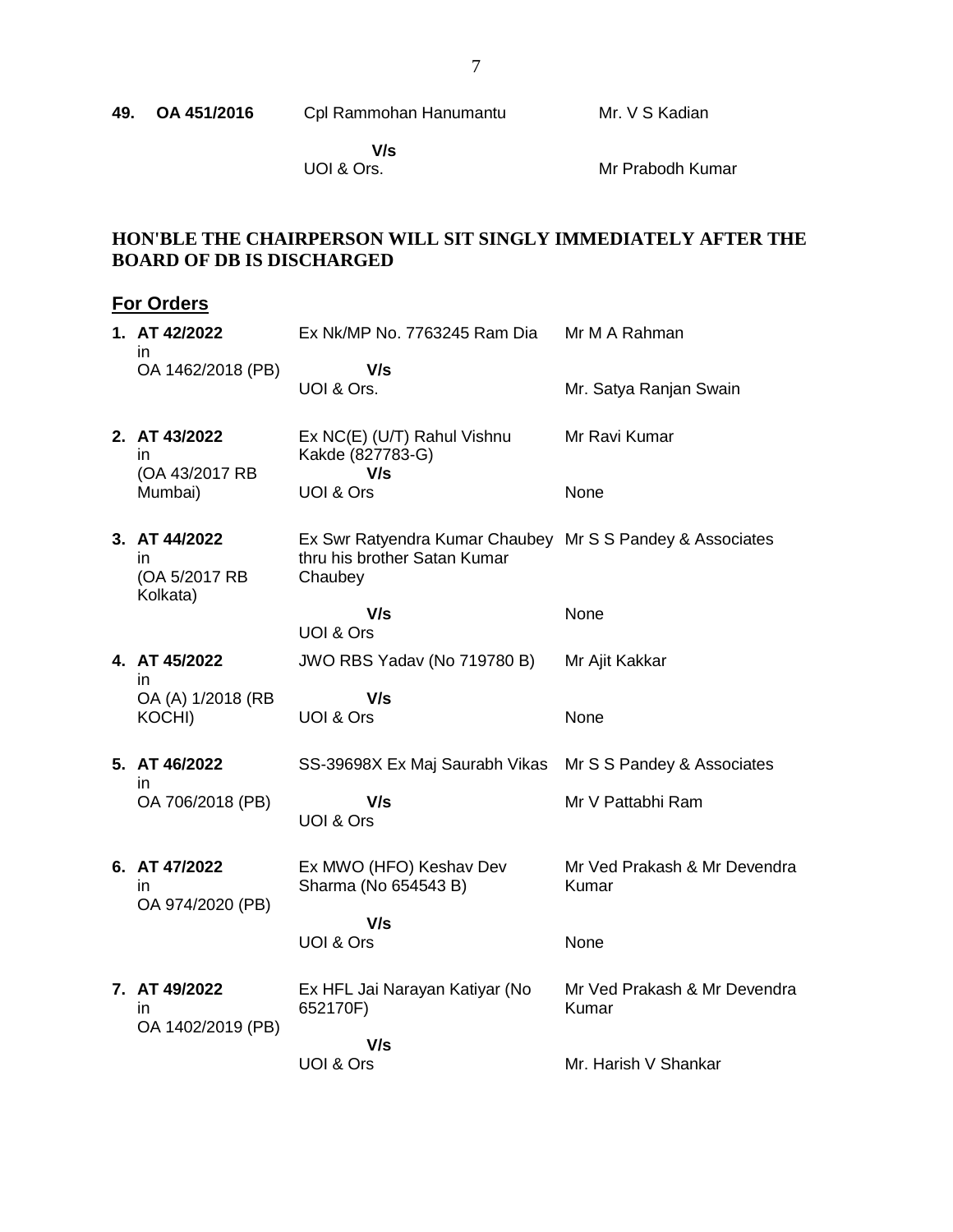| | | | |
|---|---|---|---|
| **49.** | **OA 451/2016** | Cpl Rammohan Hanumantu | Mr. V S Kadian |
| | | **V/s** UOI & Ors. | Mr Prabodh Kumar |

**HON'BLE THE CHAIRPERSON WILL SIT SINGLY IMMEDIATELY AFTER THE BOARD OF DB IS DISCHARGED**

## For Orders

| | | | |
|---|---|---|---|
| **1.** | **AT 42/2022** in OA 1462/2018 (PB) | Ex Nk/MP No. 7763245 Ram Dia | Mr M A Rahman |
| | | **V/s** UOI & Ors. | Mr. Satya Ranjan Swain |
| **2.** | **AT 43/2022** in (OA 43/2017 RB Mumbai) | Ex NC(E) (U/T) Rahul Vishnu Kakde (827783-G) | Mr Ravi Kumar |
| | | **V/s** UOI & Ors | None |
| **3.** | **AT 44/2022** in (OA 5/2017 RB Kolkata) | Ex Swr Ratyendra Kumar Chaubey thru his brother Satan Kumar Chaubey | Mr S S Pandey & Associates |
| | | **V/s** UOI & Ors | None |
| **4.** | **AT 45/2022** in OA (A) 1/2018 (RB KOCHI) | JWO RBS Yadav (No 719780 B) | Mr Ajit Kakkar |
| | | **V/s** UOI & Ors | None |
| **5.** | **AT 46/2022** in OA 706/2018 (PB) | SS-39698X Ex Maj Saurabh Vikas | Mr S S Pandey & Associates |
| | | **V/s** UOI & Ors | Mr V Pattabhi Ram |
| **6.** | **AT 47/2022** in OA 974/2020 (PB) | Ex MWO (HFO) Keshav Dev Sharma (No 654543 B) | Mr Ved Prakash & Mr Devendra Kumar |
| | | **V/s** UOI & Ors | None |
| **7.** | **AT 49/2022** in OA 1402/2019 (PB) | Ex HFL Jai Narayan Katiyar (No 652170F) | Mr Ved Prakash & Mr Devendra Kumar |
| | | **V/s** UOI & Ors | Mr. Harish V Shankar |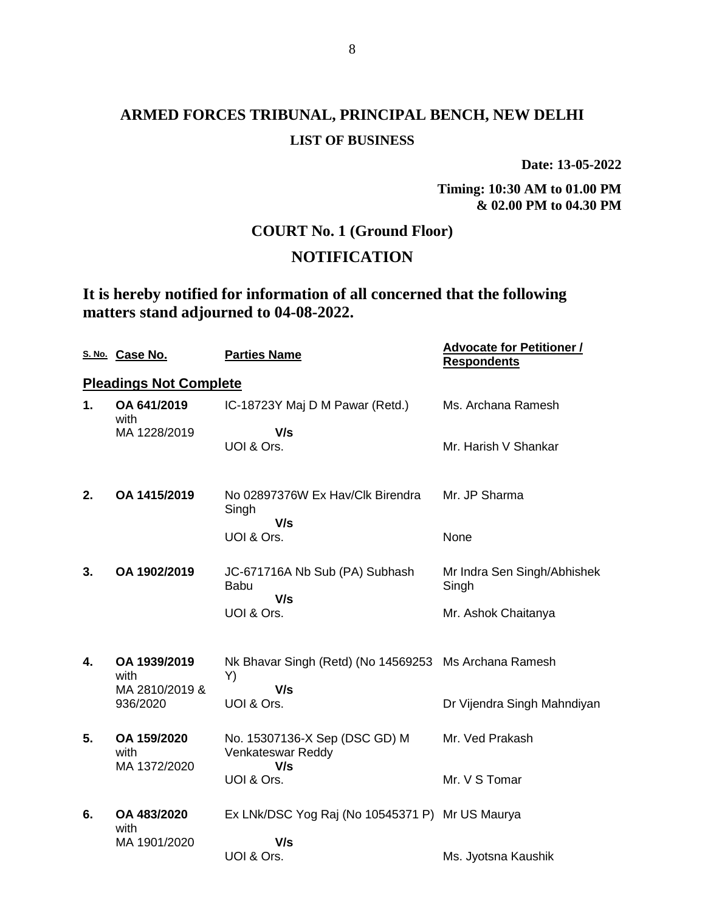# ARMED FORCES TRIBUNAL, PRINCIPAL BENCH, NEW DELHI

## LIST OF BUSINESS

**Date: 13-05-2022**

**Timing: 10:30 AM to 01.00 PM & 02.00 PM to 04.30 PM**

## COURT No. 1 (Ground Floor)

## NOTIFICATION

**It is hereby notified for information of all concerned that the following matters stand adjourned to 04-08-2022.**

| S. No. | Case No. | Parties Name | Advocate for Petitioner / Respondents |
|---|---|---|---|
| **Pleadings Not Complete** | | | |
| **1.** | **OA 641/2019** with MA 1228/2019 | IC-18723Y Maj D M Pawar (Retd.) **V/s** UOI & Ors. | Ms. Archana Ramesh<br>Mr. Harish V Shankar |
| **2.** | **OA 1415/2019** | No 02897376W Ex Hav/Clk Birendra Singh **V/s** UOI & Ors. | Mr. JP Sharma<br>None |
| **3.** | **OA 1902/2019** | JC-671716A Nb Sub (PA) Subhash Babu **V/s** UOI & Ors. | Mr Indra Sen Singh/Abhishek Singh<br>Mr. Ashok Chaitanya |
| **4.** | **OA 1939/2019** with MA 2810/2019 & 936/2020 | Nk Bhavar Singh (Retd) (No 14569253 Y) **V/s** UOI & Ors. | Ms Archana Ramesh<br>Dr Vijendra Singh Mahndiyan |
| **5.** | **OA 159/2020** with MA 1372/2020 | No. 15307136-X Sep (DSC GD) M Venkateswar Reddy **V/s** UOI & Ors. | Mr. Ved Prakash<br>Mr. V S Tomar |
| **6.** | **OA 483/2020** with MA 1901/2020 | Ex LNk/DSC Yog Raj (No 10545371 P) **V/s** UOI & Ors. | Mr US Maurya<br>Ms. Jyotsna Kaushik |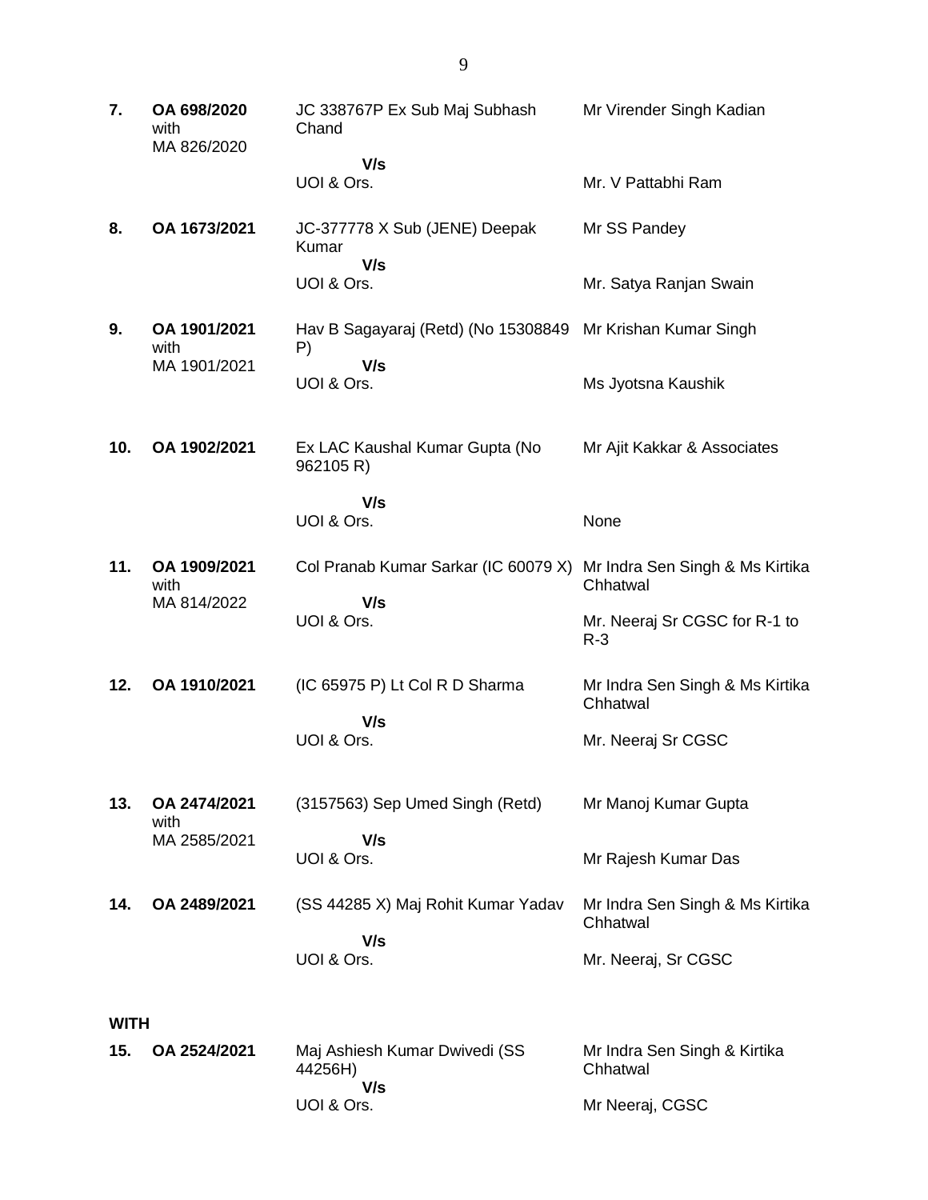| | | | |
|---|---|---|---|
| **7.** | **OA 698/2020** with MA 826/2020 | JC 338767P Ex Sub Maj Subhash Chand **V/s** UOI & Ors. | Mr Virender Singh Kadian<br><br>Mr. V Pattabhi Ram |
| **8.** | **OA 1673/2021** | JC-377778 X Sub (JENE) Deepak Kumar **V/s** UOI & Ors. | Mr SS Pandey<br><br>Mr. Satya Ranjan Swain |
| **9.** | **OA 1901/2021** with MA 1901/2021 | Hav B Sagayaraj (Retd) (No 15308849 P) **V/s** UOI & Ors. | Mr Krishan Kumar Singh<br><br>Ms Jyotsna Kaushik |
| **10.** | **OA 1902/2021** | Ex LAC Kaushal Kumar Gupta (No 962105 R) **V/s** UOI & Ors. | Mr Ajit Kakkar & Associates<br><br>None |
| **11.** | **OA 1909/2021** with MA 814/2022 | Col Pranab Kumar Sarkar (IC 60079 X) **V/s** UOI & Ors. | Mr Indra Sen Singh & Ms Kirtika Chhatwal<br><br>Mr. Neeraj Sr CGSC for R-1 to R-3 |
| **12.** | **OA 1910/2021** | (IC 65975 P) Lt Col R D Sharma **V/s** UOI & Ors. | Mr Indra Sen Singh & Ms Kirtika Chhatwal<br><br>Mr. Neeraj Sr CGSC |
| **13.** | **OA 2474/2021** with MA 2585/2021 | (3157563) Sep Umed Singh (Retd) **V/s** UOI & Ors. | Mr Manoj Kumar Gupta<br><br>Mr Rajesh Kumar Das |
| **14.** | **OA 2489/2021** | (SS 44285 X) Maj Rohit Kumar Yadav **V/s** UOI & Ors. | Mr Indra Sen Singh & Ms Kirtika Chhatwal<br><br>Mr. Neeraj, Sr CGSC |

**WITH**

| | | | |
|---|---|---|---|
| **15.** | **OA 2524/2021** | Maj Ashiesh Kumar Dwivedi (SS 44256H) **V/s** UOI & Ors. | Mr Indra Sen Singh & Kirtika Chhatwal<br><br>Mr Neeraj, CGSC |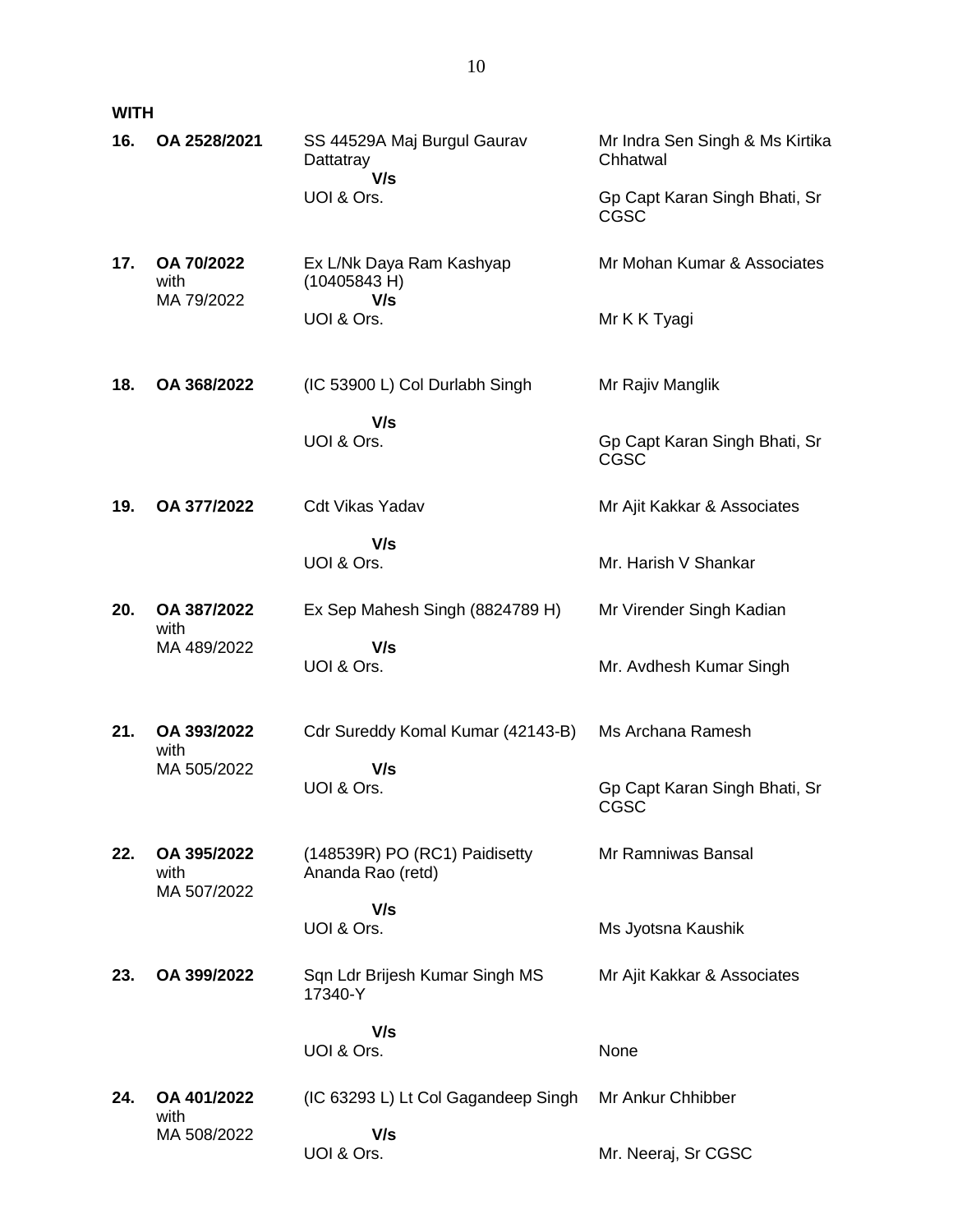**WITH**

| | | | |
|---|---|---|---|
| **16.** | **OA 2528/2021** | SS 44529A Maj Burgul Gaurav Dattatray **V/s** UOI & Ors. | Mr Indra Sen Singh & Ms Kirtika Chhatwal<br>Gp Capt Karan Singh Bhati, Sr CGSC |
| **17.** | **OA 70/2022** with MA 79/2022 | Ex L/Nk Daya Ram Kashyap (10405843 H) **V/s** UOI & Ors. | Mr Mohan Kumar & Associates<br>Mr K K Tyagi |
| **18.** | **OA 368/2022** | (IC 53900 L) Col Durlabh Singh **V/s** UOI & Ors. | Mr Rajiv Manglik<br>Gp Capt Karan Singh Bhati, Sr CGSC |
| **19.** | **OA 377/2022** | Cdt Vikas Yadav **V/s** UOI & Ors. | Mr Ajit Kakkar & Associates<br>Mr. Harish V Shankar |
| **20.** | **OA 387/2022** with MA 489/2022 | Ex Sep Mahesh Singh (8824789 H) **V/s** UOI & Ors. | Mr Virender Singh Kadian<br>Mr. Avdhesh Kumar Singh |
| **21.** | **OA 393/2022** with MA 505/2022 | Cdr Sureddy Komal Kumar (42143-B) **V/s** UOI & Ors. | Ms Archana Ramesh<br>Gp Capt Karan Singh Bhati, Sr CGSC |
| **22.** | **OA 395/2022** with MA 507/2022 | (148539R) PO (RC1) Paidisetty Ananda Rao (retd) **V/s** UOI & Ors. | Mr Ramniwas Bansal<br>Ms Jyotsna Kaushik |
| **23.** | **OA 399/2022** | Sqn Ldr Brijesh Kumar Singh MS 17340-Y **V/s** UOI & Ors. | Mr Ajit Kakkar & Associates<br>None |
| **24.** | **OA 401/2022** with MA 508/2022 | (IC 63293 L) Lt Col Gagandeep Singh **V/s** UOI & Ors. | Mr Ankur Chhibber<br>Mr. Neeraj, Sr CGSC |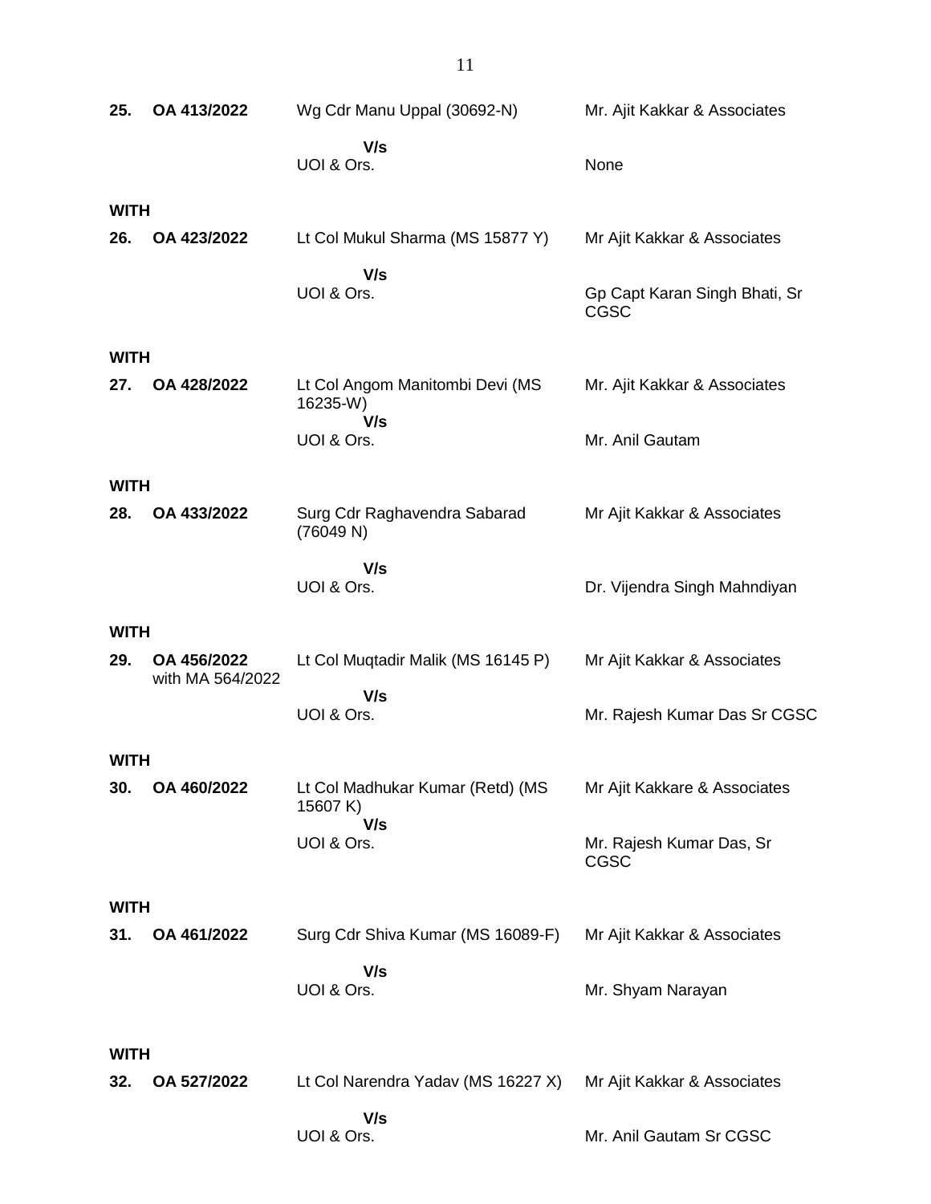**25.** **OA 413/2022** Wg Cdr Manu Uppal (30692-N) Mr. Ajit Kakkar & Associates

**V/s**

UOI & Ors. None

**WITH**

**26.** **OA 423/2022** Lt Col Mukul Sharma (MS 15877 Y) Mr Ajit Kakkar & Associates

**V/s**

UOI & Ors. Gp Capt Karan Singh Bhati, Sr CGSC

**WITH**

**27.** **OA 428/2022** Lt Col Angom Manitombi Devi (MS 16235-W) Mr. Ajit Kakkar & Associates

**V/s**

UOI & Ors. Mr. Anil Gautam

**WITH**

**28.** **OA 433/2022** Surg Cdr Raghavendra Sabarad (76049 N) Mr Ajit Kakkar & Associates

**V/s**

UOI & Ors. Dr. Vijendra Singh Mahndiyan

**WITH**

**29.** **OA 456/2022** with MA 564/2022 Lt Col Muqtadir Malik (MS 16145 P) Mr Ajit Kakkar & Associates

**V/s**

UOI & Ors. Mr. Rajesh Kumar Das Sr CGSC

**WITH**

**30.** **OA 460/2022** Lt Col Madhukar Kumar (Retd) (MS 15607 K) Mr Ajit Kakkare & Associates

**V/s**

UOI & Ors. Mr. Rajesh Kumar Das, Sr CGSC

**WITH**

**31.** **OA 461/2022** Surg Cdr Shiva Kumar (MS 16089-F) Mr Ajit Kakkar & Associates

**V/s**

UOI & Ors. Mr. Shyam Narayan

**WITH**

**32.** **OA 527/2022** Lt Col Narendra Yadav (MS 16227 X) Mr Ajit Kakkar & Associates

**V/s**

UOI & Ors. Mr. Anil Gautam Sr CGSC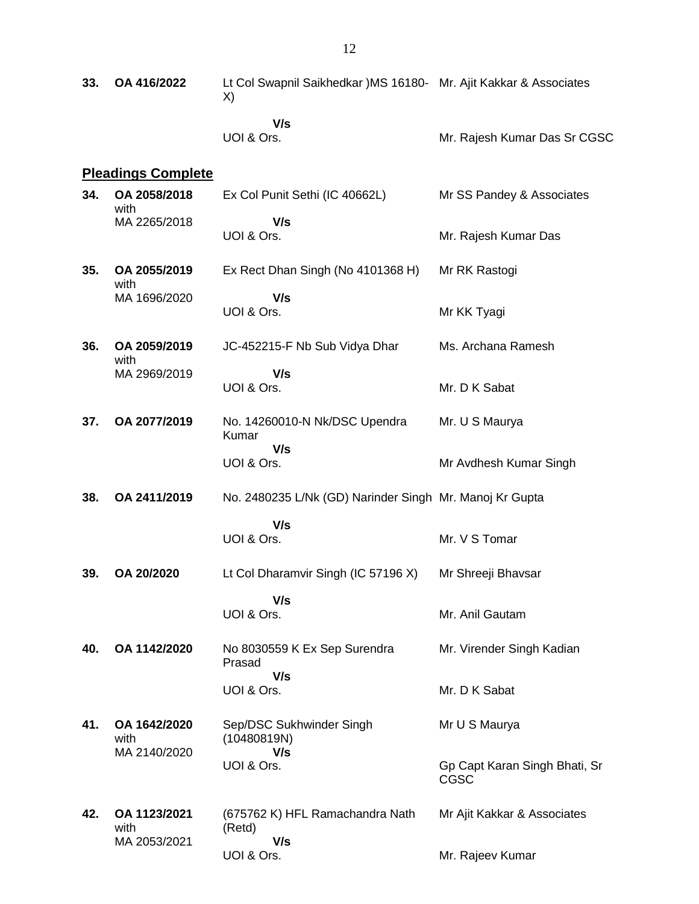| | | | |
|---|---|---|---|
| **33.** | **OA 416/2022** | Lt Col Swapnil Saikhedkar )MS 16180-X)<br><br>**V/s**<br>UOI & Ors. | Mr. Ajit Kakkar & Associates<br><br><br>Mr. Rajesh Kumar Das Sr CGSC |

## Pleadings Complete

| | | | |
|---|---|---|---|
| **34.** | **OA 2058/2018** with MA 2265/2018 | Ex Col Punit Sethi (IC 40662L)<br><br>**V/s**<br>UOI & Ors. | Mr SS Pandey & Associates<br><br><br>Mr. Rajesh Kumar Das |
| **35.** | **OA 2055/2019** with MA 1696/2020 | Ex Rect Dhan Singh (No 4101368 H)<br><br>**V/s**<br>UOI & Ors. | Mr RK Rastogi<br><br><br>Mr KK Tyagi |
| **36.** | **OA 2059/2019** with MA 2969/2019 | JC-452215-F Nb Sub Vidya Dhar<br><br>**V/s**<br>UOI & Ors. | Ms. Archana Ramesh<br><br><br>Mr. D K Sabat |
| **37.** | **OA 2077/2019** | No. 14260010-N Nk/DSC Upendra Kumar<br>**V/s**<br>UOI & Ors. | Mr. U S Maurya<br><br><br>Mr Avdhesh Kumar Singh |
| **38.** | **OA 2411/2019** | No. 2480235 L/Nk (GD) Narinder Singh<br><br>**V/s**<br>UOI & Ors. | Mr. Manoj Kr Gupta<br><br><br>Mr. V S Tomar |
| **39.** | **OA 20/2020** | Lt Col Dharamvir Singh (IC 57196 X)<br><br>**V/s**<br>UOI & Ors. | Mr Shreeji Bhavsar<br><br><br>Mr. Anil Gautam |
| **40.** | **OA 1142/2020** | No 8030559 K Ex Sep Surendra Prasad<br>**V/s**<br>UOI & Ors. | Mr. Virender Singh Kadian<br><br><br>Mr. D K Sabat |
| **41.** | **OA 1642/2020** with MA 2140/2020 | Sep/DSC Sukhwinder Singh (10480819N)<br>**V/s**<br>UOI & Ors. | Mr U S Maurya<br><br><br>Gp Capt Karan Singh Bhati, Sr CGSC |
| **42.** | **OA 1123/2021** with MA 2053/2021 | (675762 K) HFL Ramachandra Nath (Retd)<br>**V/s**<br>UOI & Ors. | Mr Ajit Kakkar & Associates<br><br><br>Mr. Rajeev Kumar |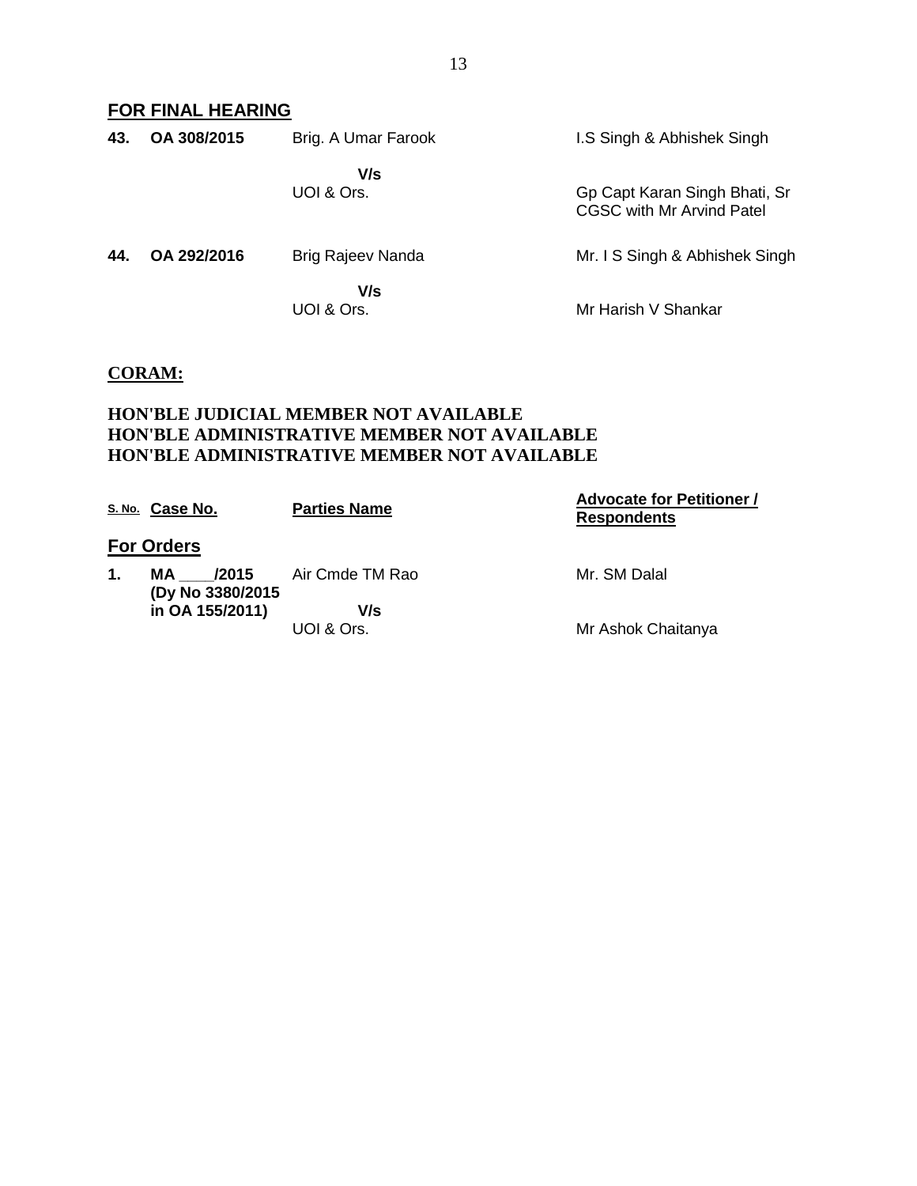## FOR FINAL HEARING

| | | | |
|---|---|---|---|
| **43.** | **OA 308/2015** | Brig. A Umar Farook<br>**V/s**<br>UOI & Ors. | I.S Singh & Abhishek Singh<br><br>Gp Capt Karan Singh Bhati, Sr CGSC with Mr Arvind Patel |
| **44.** | **OA 292/2016** | Brig Rajeev Nanda<br>**V/s**<br>UOI & Ors. | Mr. I S Singh & Abhishek Singh<br><br>Mr Harish V Shankar |

## CORAM:

**HON'BLE JUDICIAL MEMBER NOT AVAILABLE**
**HON'BLE ADMINISTRATIVE MEMBER NOT AVAILABLE**
**HON'BLE ADMINISTRATIVE MEMBER NOT AVAILABLE**

| S. No. | Case No. | Parties Name | Advocate for Petitioner / Respondents |
|---|---|---|---|
| | **For Orders** | | |
| **1.** | **MA ____/2015 (Dy No 3380/2015 in OA 155/2011)** | Air Cmde TM Rao<br>**V/s**<br>UOI & Ors. | Mr. SM Dalal<br><br>Mr Ashok Chaitanya |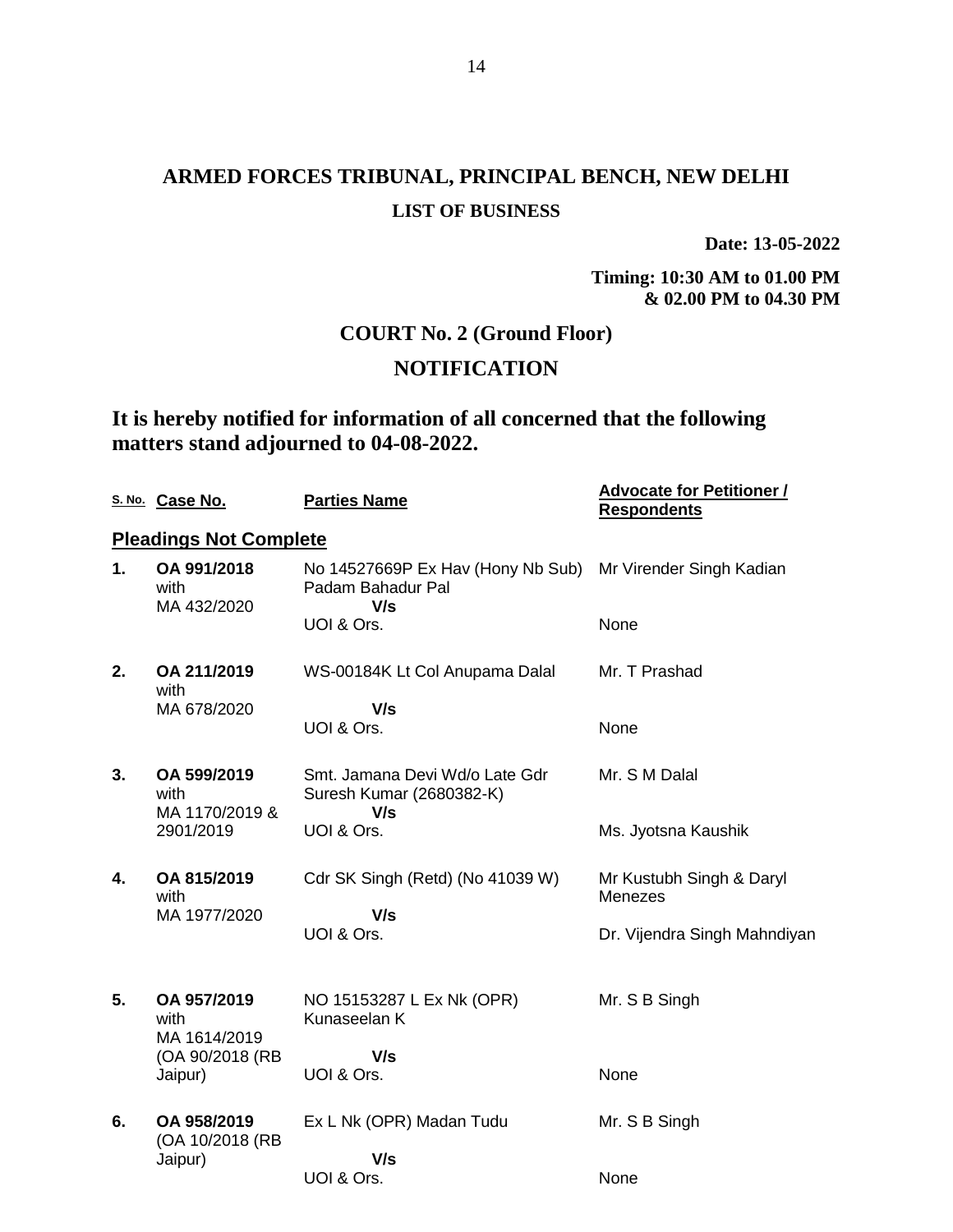# ARMED FORCES TRIBUNAL, PRINCIPAL BENCH, NEW DELHI

**LIST OF BUSINESS**

**Date: 13-05-2022**

**Timing: 10:30 AM to 01.00 PM & 02.00 PM to 04.30 PM**

## COURT No. 2 (Ground Floor)

## NOTIFICATION

### It is hereby notified for information of all concerned that the following matters stand adjourned to 04-08-2022.

| S. No. | Case No. | Parties Name | Advocate for Petitioner / Respondents |
|---|---|---|---|
| | **Pleadings Not Complete** | | |
| **1.** | **OA 991/2018** with MA 432/2020 | No 14527669P Ex Hav (Hony Nb Sub) Padam Bahadur Pal **V/s** UOI & Ors. | Mr Virender Singh Kadian<br>None |
| **2.** | **OA 211/2019** with MA 678/2020 | WS-00184K Lt Col Anupama Dalal **V/s** UOI & Ors. | Mr. T Prashad<br>None |
| **3.** | **OA 599/2019** with MA 1170/2019 & 2901/2019 | Smt. Jamana Devi Wd/o Late Gdr Suresh Kumar (2680382-K) **V/s** UOI & Ors. | Mr. S M Dalal<br>Ms. Jyotsna Kaushik |
| **4.** | **OA 815/2019** with MA 1977/2020 | Cdr SK Singh (Retd) (No 41039 W) **V/s** UOI & Ors. | Mr Kustubh Singh & Daryl Menezes<br>Dr. Vijendra Singh Mahndiyan |
| **5.** | **OA 957/2019** with MA 1614/2019 (OA 90/2018 (RB Jaipur) | NO 15153287 L Ex Nk (OPR) Kunaseelan K **V/s** UOI & Ors. | Mr. S B Singh<br>None |
| **6.** | **OA 958/2019** (OA 10/2018 (RB Jaipur) | Ex L Nk (OPR) Madan Tudu **V/s** UOI & Ors. | Mr. S B Singh<br>None |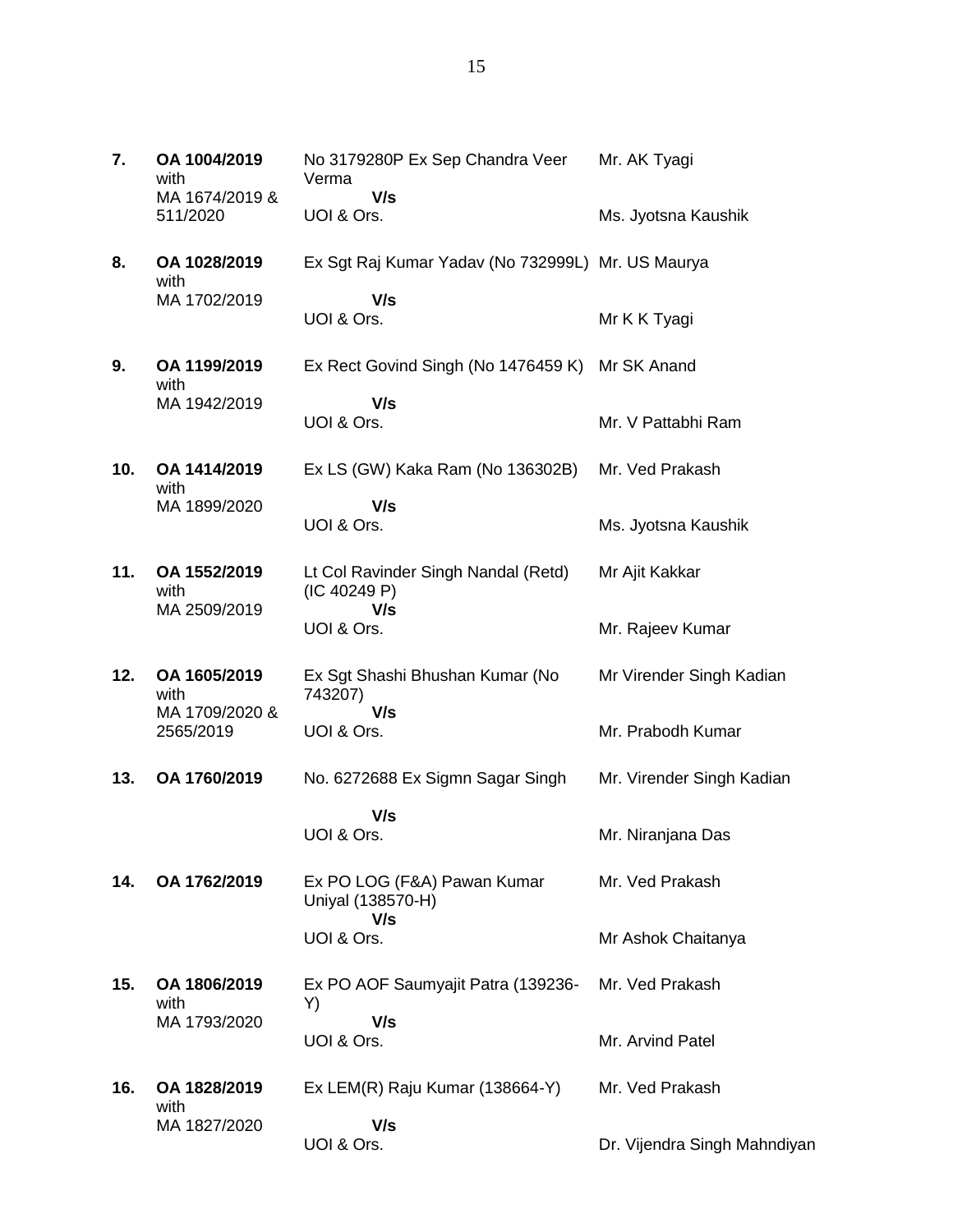| | | | |
|---|---|---|---|
| **7.** | **OA 1004/2019** with MA 1674/2019 & 511/2020 | No 3179280P Ex Sep Chandra Veer Verma **V/s** UOI & Ors. | Mr. AK Tyagi<br><br>Ms. Jyotsna Kaushik |
| **8.** | **OA 1028/2019** with MA 1702/2019 | Ex Sgt Raj Kumar Yadav (No 732999L) **V/s** UOI & Ors. | Mr. US Maurya<br><br>Mr K K Tyagi |
| **9.** | **OA 1199/2019** with MA 1942/2019 | Ex Rect Govind Singh (No 1476459 K) **V/s** UOI & Ors. | Mr SK Anand<br><br>Mr. V Pattabhi Ram |
| **10.** | **OA 1414/2019** with MA 1899/2020 | Ex LS (GW) Kaka Ram (No 136302B) **V/s** UOI & Ors. | Mr. Ved Prakash<br><br>Ms. Jyotsna Kaushik |
| **11.** | **OA 1552/2019** with MA 2509/2019 | Lt Col Ravinder Singh Nandal (Retd) (IC 40249 P) **V/s** UOI & Ors. | Mr Ajit Kakkar<br><br>Mr. Rajeev Kumar |
| **12.** | **OA 1605/2019** with MA 1709/2020 & 2565/2019 | Ex Sgt Shashi Bhushan Kumar (No 743207) **V/s** UOI & Ors. | Mr Virender Singh Kadian<br><br>Mr. Prabodh Kumar |
| **13.** | **OA 1760/2019** | No. 6272688 Ex Sigmn Sagar Singh **V/s** UOI & Ors. | Mr. Virender Singh Kadian<br><br>Mr. Niranjana Das |
| **14.** | **OA 1762/2019** | Ex PO LOG (F&A) Pawan Kumar Uniyal (138570-H) **V/s** UOI & Ors. | Mr. Ved Prakash<br><br>Mr Ashok Chaitanya |
| **15.** | **OA 1806/2019** with MA 1793/2020 | Ex PO AOF Saumyajit Patra (139236-Y) **V/s** UOI & Ors. | Mr. Ved Prakash<br><br>Mr. Arvind Patel |
| **16.** | **OA 1828/2019** with MA 1827/2020 | Ex LEM(R) Raju Kumar (138664-Y) **V/s** UOI & Ors. | Mr. Ved Prakash<br><br>Dr. Vijendra Singh Mahndiyan |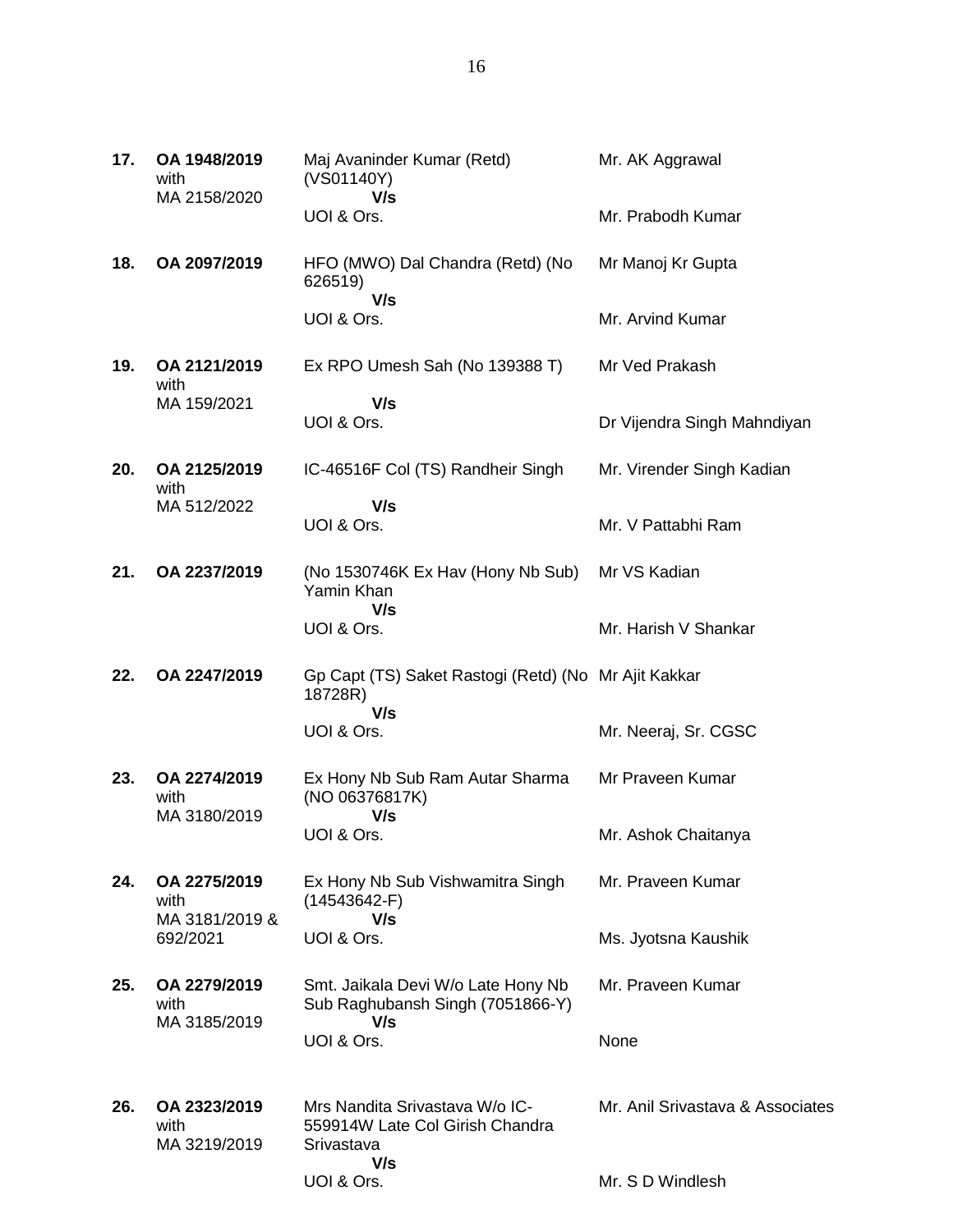| | | | |
|---|---|---|---|
| **17.** | **OA 1948/2019** with MA 2158/2020 | Maj Avaninder Kumar (Retd) (VS01140Y) **V/s** UOI & Ors. | Mr. AK Aggrawal<br><br>Mr. Prabodh Kumar |
| **18.** | **OA 2097/2019** | HFO (MWO) Dal Chandra (Retd) (No 626519) **V/s** UOI & Ors. | Mr Manoj Kr Gupta<br><br>Mr. Arvind Kumar |
| **19.** | **OA 2121/2019** with MA 159/2021 | Ex RPO Umesh Sah (No 139388 T) **V/s** UOI & Ors. | Mr Ved Prakash<br><br>Dr Vijendra Singh Mahndiyan |
| **20.** | **OA 2125/2019** with MA 512/2022 | IC-46516F Col (TS) Randheir Singh **V/s** UOI & Ors. | Mr. Virender Singh Kadian<br><br>Mr. V Pattabhi Ram |
| **21.** | **OA 2237/2019** | (No 1530746K Ex Hav (Hony Nb Sub) Yamin Khan **V/s** UOI & Ors. | Mr VS Kadian<br><br>Mr. Harish V Shankar |
| **22.** | **OA 2247/2019** | Gp Capt (TS) Saket Rastogi (Retd) (No 18728R) **V/s** UOI & Ors. | Mr Ajit Kakkar<br><br>Mr. Neeraj, Sr. CGSC |
| **23.** | **OA 2274/2019** with MA 3180/2019 | Ex Hony Nb Sub Ram Autar Sharma (NO 06376817K) **V/s** UOI & Ors. | Mr Praveen Kumar<br><br>Mr. Ashok Chaitanya |
| **24.** | **OA 2275/2019** with MA 3181/2019 & 692/2021 | Ex Hony Nb Sub Vishwamitra Singh (14543642-F) **V/s** UOI & Ors. | Mr. Praveen Kumar<br><br>Ms. Jyotsna Kaushik |
| **25.** | **OA 2279/2019** with MA 3185/2019 | Smt. Jaikala Devi W/o Late Hony Nb Sub Raghubansh Singh (7051866-Y) **V/s** UOI & Ors. | Mr. Praveen Kumar<br><br>None |
| **26.** | **OA 2323/2019** with MA 3219/2019 | Mrs Nandita Srivastava W/o IC-559914W Late Col Girish Chandra Srivastava **V/s** UOI & Ors. | Mr. Anil Srivastava & Associates<br><br>Mr. S D Windlesh |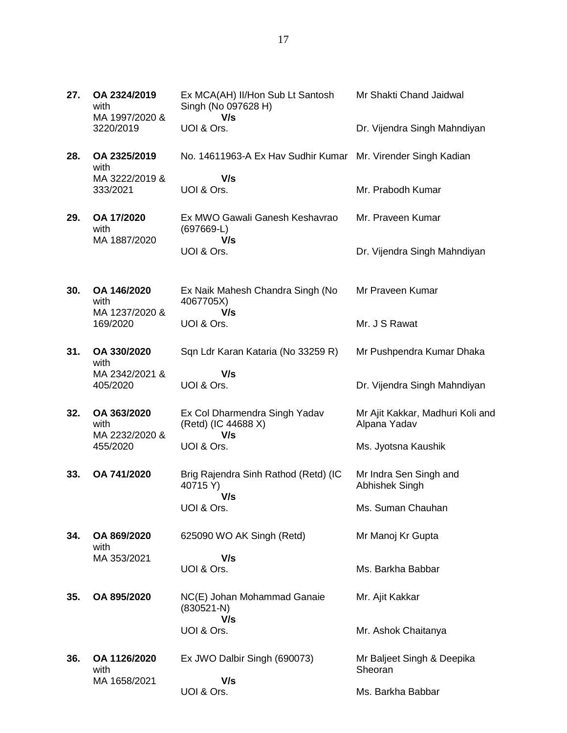| | | | |
|---|---|---|---|
| **27.** | **OA 2324/2019** with MA 1997/2020 & 3220/2019 | Ex MCA(AH) II/Hon Sub Lt Santosh Singh (No 097628 H) **V/s** UOI & Ors. | Mr Shakti Chand Jaidwal<br><br>Dr. Vijendra Singh Mahndiyan |
| **28.** | **OA 2325/2019** with MA 3222/2019 & 333/2021 | No. 14611963-A Ex Hav Sudhir Kumar **V/s** UOI & Ors. | Mr. Virender Singh Kadian<br><br>Mr. Prabodh Kumar |
| **29.** | **OA 17/2020** with MA 1887/2020 | Ex MWO Gawali Ganesh Keshavrao (697669-L) **V/s** UOI & Ors. | Mr. Praveen Kumar<br><br>Dr. Vijendra Singh Mahndiyan |
| **30.** | **OA 146/2020** with MA 1237/2020 & 169/2020 | Ex Naik Mahesh Chandra Singh (No 4067705X) **V/s** UOI & Ors. | Mr Praveen Kumar<br><br>Mr. J S Rawat |
| **31.** | **OA 330/2020** with MA 2342/2021 & 405/2020 | Sqn Ldr Karan Kataria (No 33259 R) **V/s** UOI & Ors. | Mr Pushpendra Kumar Dhaka<br><br>Dr. Vijendra Singh Mahndiyan |
| **32.** | **OA 363/2020** with MA 2232/2020 & 455/2020 | Ex Col Dharmendra Singh Yadav (Retd) (IC 44688 X) **V/s** UOI & Ors. | Mr Ajit Kakkar, Madhuri Koli and Alpana Yadav<br><br>Ms. Jyotsna Kaushik |
| **33.** | **OA 741/2020** | Brig Rajendra Sinh Rathod (Retd) (IC 40715 Y) **V/s** UOI & Ors. | Mr Indra Sen Singh and Abhishek Singh<br><br>Ms. Suman Chauhan |
| **34.** | **OA 869/2020** with MA 353/2021 | 625090 WO AK Singh (Retd) **V/s** UOI & Ors. | Mr Manoj Kr Gupta<br><br>Ms. Barkha Babbar |
| **35.** | **OA 895/2020** | NC(E) Johan Mohammad Ganaie (830521-N) **V/s** UOI & Ors. | Mr. Ajit Kakkar<br><br>Mr. Ashok Chaitanya |
| **36.** | **OA 1126/2020** with MA 1658/2021 | Ex JWO Dalbir Singh (690073) **V/s** UOI & Ors. | Mr Baljeet Singh & Deepika Sheoran<br><br>Ms. Barkha Babbar |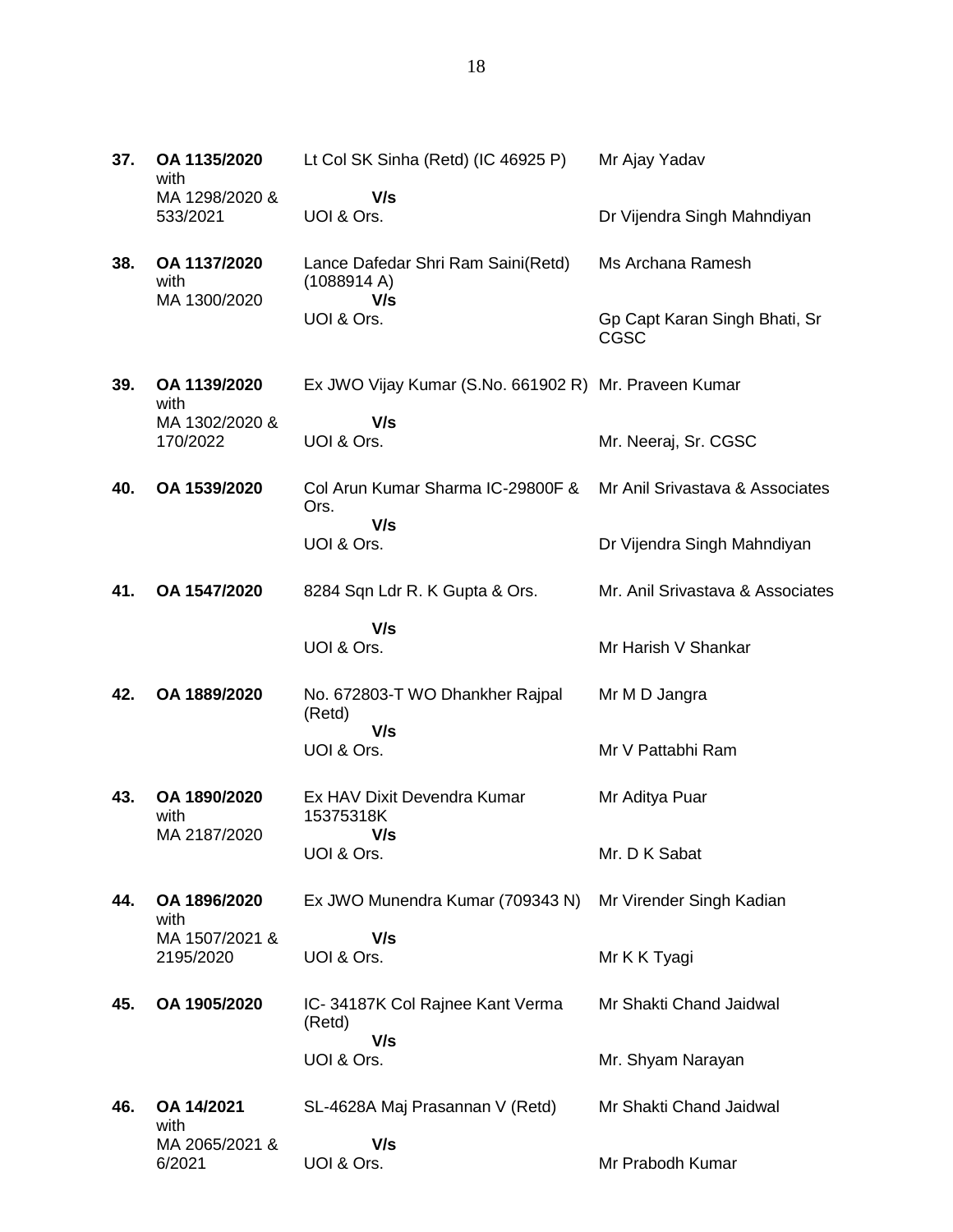| | | | |
|---|---|---|---|
| **37.** | **OA 1135/2020** with MA 1298/2020 & 533/2021 | Lt Col SK Sinha (Retd) (IC 46925 P) **V/s** UOI & Ors. | Mr Ajay Yadav<br>Dr Vijendra Singh Mahndiyan |
| **38.** | **OA 1137/2020** with MA 1300/2020 | Lance Dafedar Shri Ram Saini(Retd) (1088914 A) **V/s** UOI & Ors. | Ms Archana Ramesh<br>Gp Capt Karan Singh Bhati, Sr CGSC |
| **39.** | **OA 1139/2020** with MA 1302/2020 & 170/2022 | Ex JWO Vijay Kumar (S.No. 661902 R) **V/s** UOI & Ors. | Mr. Praveen Kumar<br>Mr. Neeraj, Sr. CGSC |
| **40.** | **OA 1539/2020** | Col Arun Kumar Sharma IC-29800F & Ors. **V/s** UOI & Ors. | Mr Anil Srivastava & Associates<br>Dr Vijendra Singh Mahndiyan |
| **41.** | **OA 1547/2020** | 8284 Sqn Ldr R. K Gupta & Ors. **V/s** UOI & Ors. | Mr. Anil Srivastava & Associates<br>Mr Harish V Shankar |
| **42.** | **OA 1889/2020** | No. 672803-T WO Dhankher Rajpal (Retd) **V/s** UOI & Ors. | Mr M D Jangra<br>Mr V Pattabhi Ram |
| **43.** | **OA 1890/2020** with MA 2187/2020 | Ex HAV Dixit Devendra Kumar 15375318K **V/s** UOI & Ors. | Mr Aditya Puar<br>Mr. D K Sabat |
| **44.** | **OA 1896/2020** with MA 1507/2021 & 2195/2020 | Ex JWO Munendra Kumar (709343 N) **V/s** UOI & Ors. | Mr Virender Singh Kadian<br>Mr K K Tyagi |
| **45.** | **OA 1905/2020** | IC- 34187K Col Rajnee Kant Verma (Retd) **V/s** UOI & Ors. | Mr Shakti Chand Jaidwal<br>Mr. Shyam Narayan |
| **46.** | **OA 14/2021** with MA 2065/2021 & 6/2021 | SL-4628A Maj Prasannan V (Retd) **V/s** UOI & Ors. | Mr Shakti Chand Jaidwal<br>Mr Prabodh Kumar |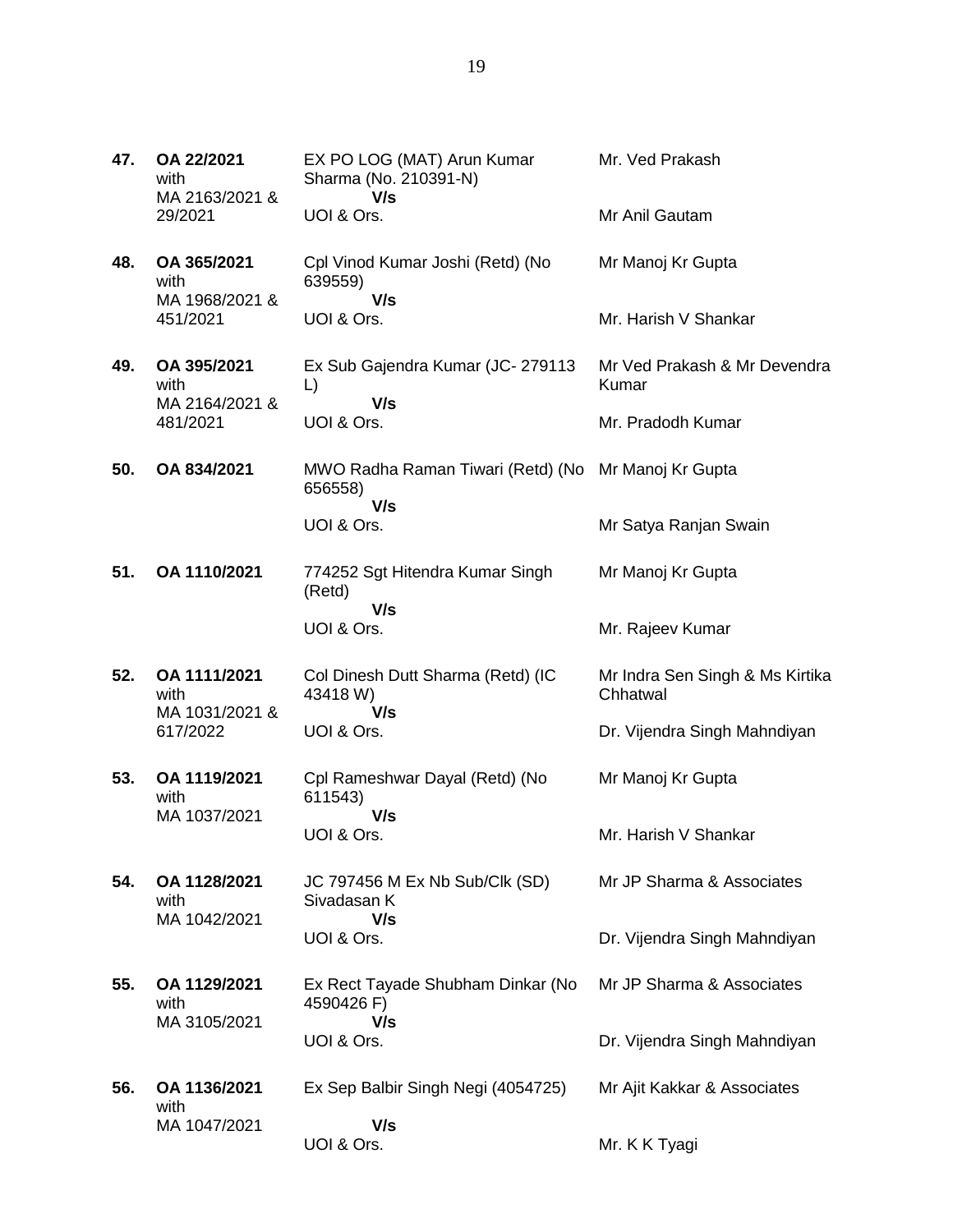| | | | |
|---|---|---|---|
| **47.** | **OA 22/2021** with MA 2163/2021 & 29/2021 | EX PO LOG (MAT) Arun Kumar Sharma (No. 210391-N) **V/s** UOI & Ors. | Mr. Ved Prakash<br><br>Mr Anil Gautam |
| **48.** | **OA 365/2021** with MA 1968/2021 & 451/2021 | Cpl Vinod Kumar Joshi (Retd) (No 639559) **V/s** UOI & Ors. | Mr Manoj Kr Gupta<br><br>Mr. Harish V Shankar |
| **49.** | **OA 395/2021** with MA 2164/2021 & 481/2021 | Ex Sub Gajendra Kumar (JC- 279113 L) **V/s** UOI & Ors. | Mr Ved Prakash & Mr Devendra Kumar<br><br>Mr. Pradodh Kumar |
| **50.** | **OA 834/2021** | MWO Radha Raman Tiwari (Retd) (No 656558) **V/s** UOI & Ors. | Mr Manoj Kr Gupta<br><br>Mr Satya Ranjan Swain |
| **51.** | **OA 1110/2021** | 774252 Sgt Hitendra Kumar Singh (Retd) **V/s** UOI & Ors. | Mr Manoj Kr Gupta<br><br>Mr. Rajeev Kumar |
| **52.** | **OA 1111/2021** with MA 1031/2021 & 617/2022 | Col Dinesh Dutt Sharma (Retd) (IC 43418 W) **V/s** UOI & Ors. | Mr Indra Sen Singh & Ms Kirtika Chhatwal<br><br>Dr. Vijendra Singh Mahndiyan |
| **53.** | **OA 1119/2021** with MA 1037/2021 | Cpl Rameshwar Dayal (Retd) (No 611543) **V/s** UOI & Ors. | Mr Manoj Kr Gupta<br><br>Mr. Harish V Shankar |
| **54.** | **OA 1128/2021** with MA 1042/2021 | JC 797456 M Ex Nb Sub/Clk (SD) Sivadasan K **V/s** UOI & Ors. | Mr JP Sharma & Associates<br><br>Dr. Vijendra Singh Mahndiyan |
| **55.** | **OA 1129/2021** with MA 3105/2021 | Ex Rect Tayade Shubham Dinkar (No 4590426 F) **V/s** UOI & Ors. | Mr JP Sharma & Associates<br><br>Dr. Vijendra Singh Mahndiyan |
| **56.** | **OA 1136/2021** with MA 1047/2021 | Ex Sep Balbir Singh Negi (4054725) **V/s** UOI & Ors. | Mr Ajit Kakkar & Associates<br><br>Mr. K K Tyagi |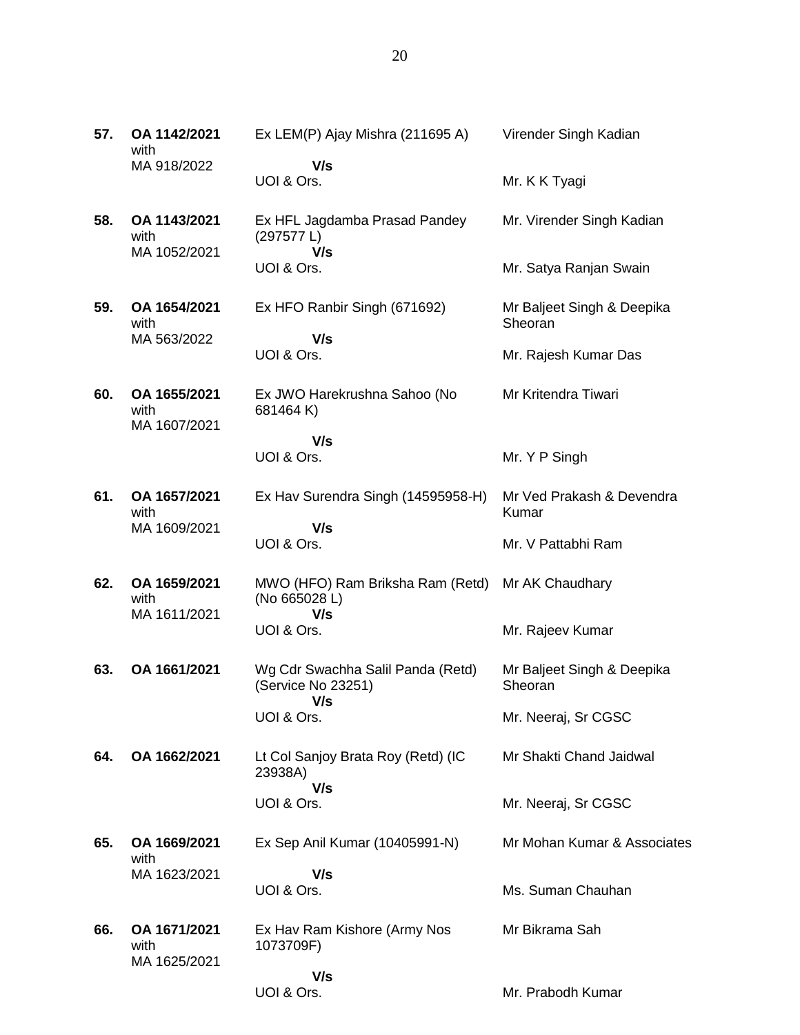| | | | |
|---|---|---|---|
| **57.** | **OA 1142/2021** with MA 918/2022 | Ex LEM(P) Ajay Mishra (211695 A) **V/s** UOI & Ors. | Virender Singh Kadian<br><br>Mr. K K Tyagi |
| **58.** | **OA 1143/2021** with MA 1052/2021 | Ex HFL Jagdamba Prasad Pandey (297577 L) **V/s** UOI & Ors. | Mr. Virender Singh Kadian<br><br>Mr. Satya Ranjan Swain |
| **59.** | **OA 1654/2021** with MA 563/2022 | Ex HFO Ranbir Singh (671692) **V/s** UOI & Ors. | Mr Baljeet Singh & Deepika Sheoran<br><br>Mr. Rajesh Kumar Das |
| **60.** | **OA 1655/2021** with MA 1607/2021 | Ex JWO Harekrushna Sahoo (No 681464 K) **V/s** UOI & Ors. | Mr Kritendra Tiwari<br><br>Mr. Y P Singh |
| **61.** | **OA 1657/2021** with MA 1609/2021 | Ex Hav Surendra Singh (14595958-H) **V/s** UOI & Ors. | Mr Ved Prakash & Devendra Kumar<br><br>Mr. V Pattabhi Ram |
| **62.** | **OA 1659/2021** with MA 1611/2021 | MWO (HFO) Ram Briksha Ram (Retd) (No 665028 L) **V/s** UOI & Ors. | Mr AK Chaudhary<br><br>Mr. Rajeev Kumar |
| **63.** | **OA 1661/2021** | Wg Cdr Swachha Salil Panda (Retd) (Service No 23251) **V/s** UOI & Ors. | Mr Baljeet Singh & Deepika Sheoran<br><br>Mr. Neeraj, Sr CGSC |
| **64.** | **OA 1662/2021** | Lt Col Sanjoy Brata Roy (Retd) (IC 23938A) **V/s** UOI & Ors. | Mr Shakti Chand Jaidwal<br><br>Mr. Neeraj, Sr CGSC |
| **65.** | **OA 1669/2021** with MA 1623/2021 | Ex Sep Anil Kumar (10405991-N) **V/s** UOI & Ors. | Mr Mohan Kumar & Associates<br><br>Ms. Suman Chauhan |
| **66.** | **OA 1671/2021** with MA 1625/2021 | Ex Hav Ram Kishore (Army Nos 1073709F) **V/s** UOI & Ors. | Mr Bikrama Sah<br><br>Mr. Prabodh Kumar |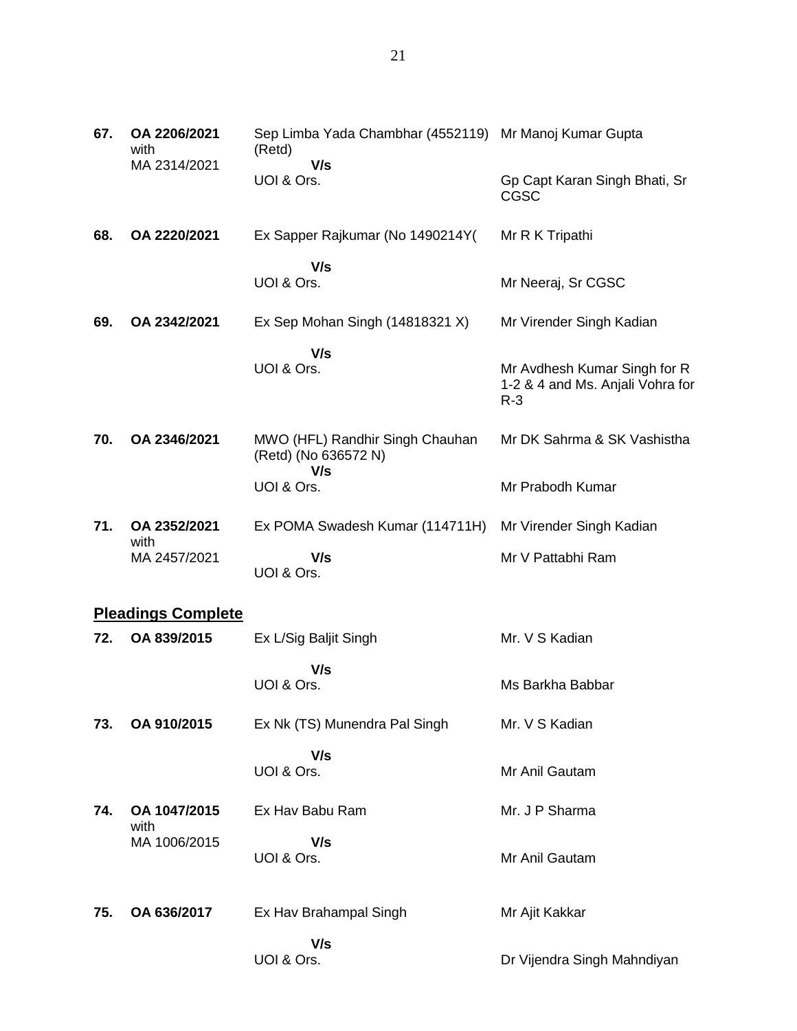| | | | |
|---|---|---|---|
| **67.** | **OA 2206/2021** with MA 2314/2021 | Sep Limba Yada Chambhar (4552119) (Retd) **V/s** UOI & Ors. | Mr Manoj Kumar Gupta<br><br>Gp Capt Karan Singh Bhati, Sr CGSC |
| **68.** | **OA 2220/2021** | Ex Sapper Rajkumar (No 1490214Y(<br><br>**V/s** UOI & Ors. | Mr R K Tripathi<br><br>Mr Neeraj, Sr CGSC |
| **69.** | **OA 2342/2021** | Ex Sep Mohan Singh (14818321 X)<br><br>**V/s** UOI & Ors. | Mr Virender Singh Kadian<br><br>Mr Avdhesh Kumar Singh for R 1-2 & 4 and Ms. Anjali Vohra for R-3 |
| **70.** | **OA 2346/2021** | MWO (HFL) Randhir Singh Chauhan (Retd) (No 636572 N) **V/s** UOI & Ors. | Mr DK Sahrma & SK Vashistha<br><br>Mr Prabodh Kumar |
| **71.** | **OA 2352/2021** with MA 2457/2021 | Ex POMA Swadesh Kumar (114711H)<br><br>**V/s** UOI & Ors. | Mr Virender Singh Kadian<br><br>Mr V Pattabhi Ram |

## **Pleadings Complete**

| | | | |
|---|---|---|---|
| **72.** | **OA 839/2015** | Ex L/Sig Baljit Singh<br><br>**V/s** UOI & Ors. | Mr. V S Kadian<br><br>Ms Barkha Babbar |
| **73.** | **OA 910/2015** | Ex Nk (TS) Munendra Pal Singh<br><br>**V/s** UOI & Ors. | Mr. V S Kadian<br><br>Mr Anil Gautam |
| **74.** | **OA 1047/2015** with MA 1006/2015 | Ex Hav Babu Ram<br><br>**V/s** UOI & Ors. | Mr. J P Sharma<br><br>Mr Anil Gautam |
| **75.** | **OA 636/2017** | Ex Hav Brahampal Singh<br><br>**V/s** UOI & Ors. | Mr Ajit Kakkar<br><br>Dr Vijendra Singh Mahndiyan |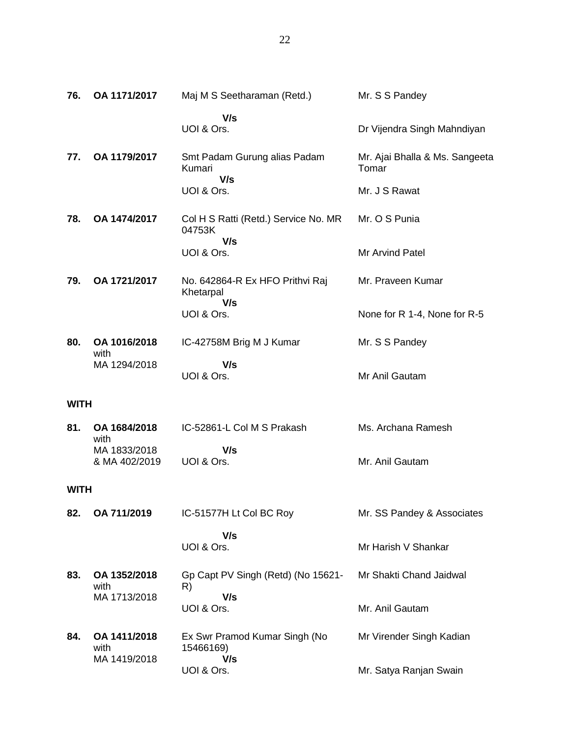| | | | |
|---|---|---|---|
| **76.** | **OA 1171/2017** | Maj M S Seetharaman (Retd.)<br>**V/s**<br>UOI & Ors. | Mr. S S Pandey<br><br>Dr Vijendra Singh Mahndiyan |
| **77.** | **OA 1179/2017** | Smt Padam Gurung alias Padam Kumari<br>**V/s**<br>UOI & Ors. | Mr. Ajai Bhalla & Ms. Sangeeta Tomar<br><br>Mr. J S Rawat |
| **78.** | **OA 1474/2017** | Col H S Ratti (Retd.) Service No. MR 04753K<br>**V/s**<br>UOI & Ors. | Mr. O S Punia<br><br>Mr Arvind Patel |
| **79.** | **OA 1721/2017** | No. 642864-R Ex HFO Prithvi Raj Khetarpal<br>**V/s**<br>UOI & Ors. | Mr. Praveen Kumar<br><br>None for R 1-4, None for R-5 |
| **80.** | **OA 1016/2018** with MA 1294/2018 | IC-42758M Brig M J Kumar<br>**V/s**<br>UOI & Ors. | Mr. S S Pandey<br><br>Mr Anil Gautam |
| **WITH** | | | |
| **81.** | **OA 1684/2018** with MA 1833/2018 & MA 402/2019 | IC-52861-L Col M S Prakash<br>**V/s**<br>UOI & Ors. | Ms. Archana Ramesh<br><br>Mr. Anil Gautam |
| **WITH** | | | |
| **82.** | **OA 711/2019** | IC-51577H Lt Col BC Roy<br>**V/s**<br>UOI & Ors. | Mr. SS Pandey & Associates<br><br>Mr Harish V Shankar |
| **83.** | **OA 1352/2018** with MA 1713/2018 | Gp Capt PV Singh (Retd) (No 15621-R)<br>**V/s**<br>UOI & Ors. | Mr Shakti Chand Jaidwal<br><br>Mr. Anil Gautam |
| **84.** | **OA 1411/2018** with MA 1419/2018 | Ex Swr Pramod Kumar Singh (No 15466169)<br>**V/s**<br>UOI & Ors. | Mr Virender Singh Kadian<br><br>Mr. Satya Ranjan Swain |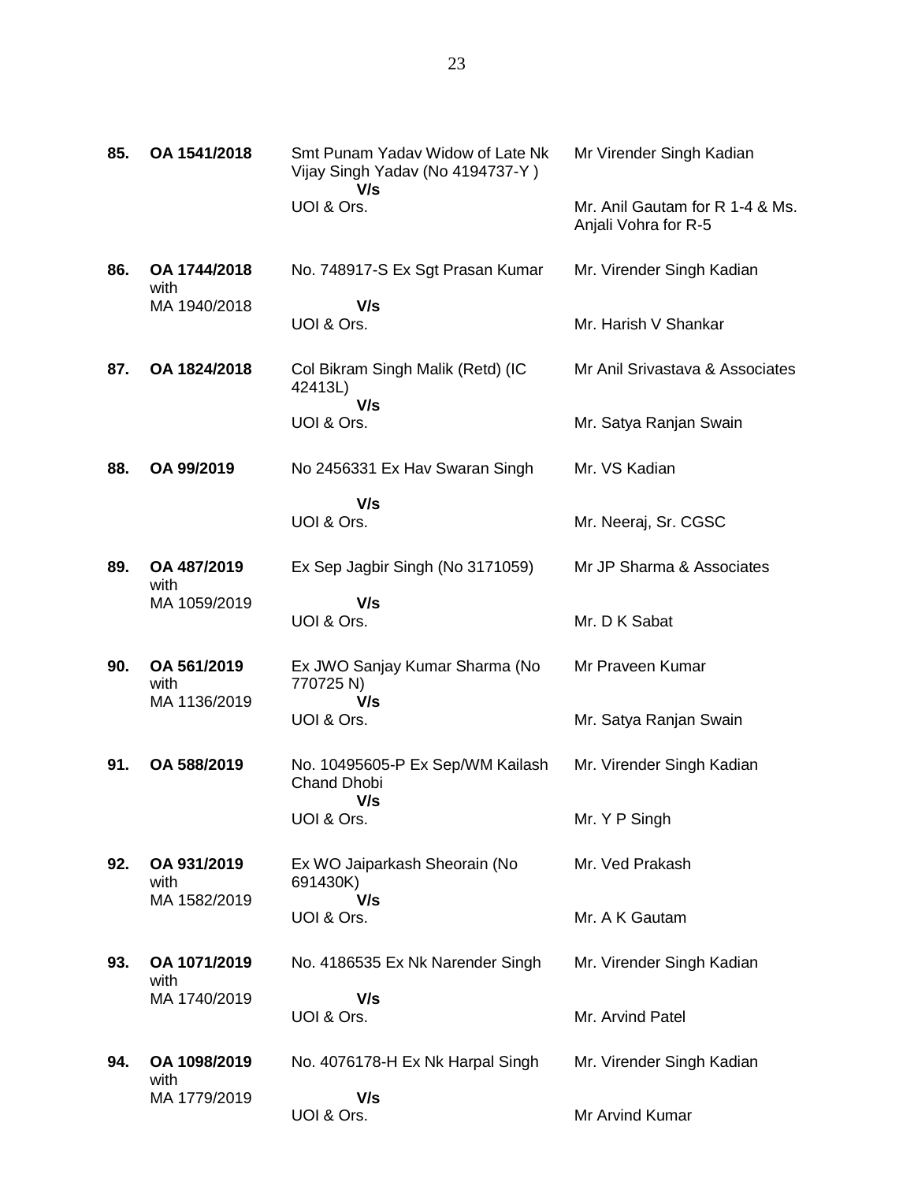| | | | |
|---|---|---|---|
| **85.** | **OA 1541/2018** | Smt Punam Yadav Widow of Late Nk Vijay Singh Yadav (No 4194737-Y) **V/s** UOI & Ors. | Mr Virender Singh Kadian<br><br>Mr. Anil Gautam for R 1-4 & Ms. Anjali Vohra for R-5 |
| **86.** | **OA 1744/2018** with MA 1940/2018 | No. 748917-S Ex Sgt Prasan Kumar **V/s** UOI & Ors. | Mr. Virender Singh Kadian<br><br>Mr. Harish V Shankar |
| **87.** | **OA 1824/2018** | Col Bikram Singh Malik (Retd) (IC 42413L) **V/s** UOI & Ors. | Mr Anil Srivastava & Associates<br><br>Mr. Satya Ranjan Swain |
| **88.** | **OA 99/2019** | No 2456331 Ex Hav Swaran Singh **V/s** UOI & Ors. | Mr. VS Kadian<br><br>Mr. Neeraj, Sr. CGSC |
| **89.** | **OA 487/2019** with MA 1059/2019 | Ex Sep Jagbir Singh (No 3171059) **V/s** UOI & Ors. | Mr JP Sharma & Associates<br><br>Mr. D K Sabat |
| **90.** | **OA 561/2019** with MA 1136/2019 | Ex JWO Sanjay Kumar Sharma (No 770725 N) **V/s** UOI & Ors. | Mr Praveen Kumar<br><br>Mr. Satya Ranjan Swain |
| **91.** | **OA 588/2019** | No. 10495605-P Ex Sep/WM Kailash Chand Dhobi **V/s** UOI & Ors. | Mr. Virender Singh Kadian<br><br>Mr. Y P Singh |
| **92.** | **OA 931/2019** with MA 1582/2019 | Ex WO Jaiparkash Sheorain (No 691430K) **V/s** UOI & Ors. | Mr. Ved Prakash<br><br>Mr. A K Gautam |
| **93.** | **OA 1071/2019** with MA 1740/2019 | No. 4186535 Ex Nk Narender Singh **V/s** UOI & Ors. | Mr. Virender Singh Kadian<br><br>Mr. Arvind Patel |
| **94.** | **OA 1098/2019** with MA 1779/2019 | No. 4076178-H Ex Nk Harpal Singh **V/s** UOI & Ors. | Mr. Virender Singh Kadian<br><br>Mr Arvind Kumar |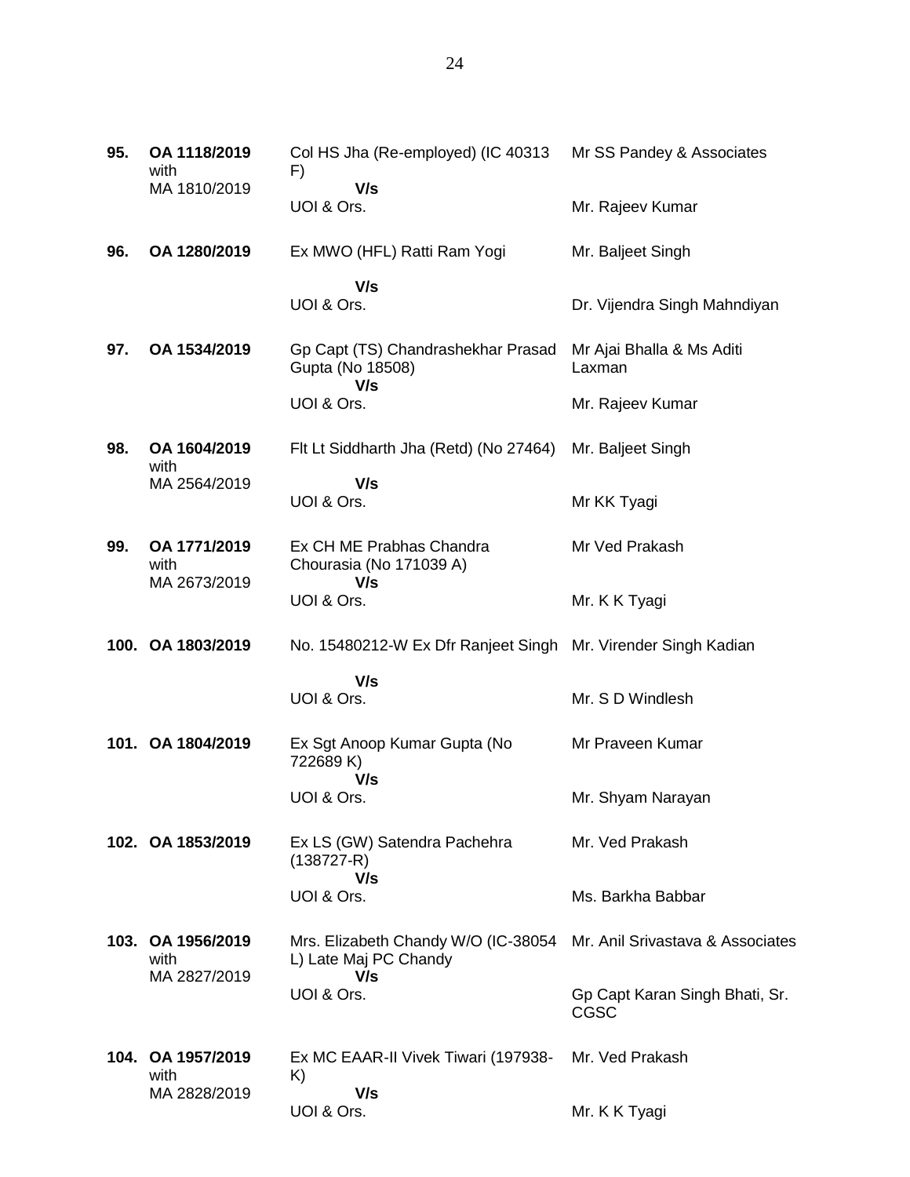| | | | |
|---|---|---|---|
| **95.** | **OA 1118/2019** with MA 1810/2019 | Col HS Jha (Re-employed) (IC 40313 F) **V/s** UOI & Ors. | Mr SS Pandey & Associates<br><br>Mr. Rajeev Kumar |
| **96.** | **OA 1280/2019** | Ex MWO (HFL) Ratti Ram Yogi **V/s** UOI & Ors. | Mr. Baljeet Singh<br><br>Dr. Vijendra Singh Mahndiyan |
| **97.** | **OA 1534/2019** | Gp Capt (TS) Chandrashekhar Prasad Gupta (No 18508) **V/s** UOI & Ors. | Mr Ajai Bhalla & Ms Aditi Laxman<br><br>Mr. Rajeev Kumar |
| **98.** | **OA 1604/2019** with MA 2564/2019 | Flt Lt Siddharth Jha (Retd) (No 27464) **V/s** UOI & Ors. | Mr. Baljeet Singh<br><br>Mr KK Tyagi |
| **99.** | **OA 1771/2019** with MA 2673/2019 | Ex CH ME Prabhas Chandra Chourasia (No 171039 A) **V/s** UOI & Ors. | Mr Ved Prakash<br><br>Mr. K K Tyagi |
| **100.** | **OA 1803/2019** | No. 15480212-W Ex Dfr Ranjeet Singh **V/s** UOI & Ors. | Mr. Virender Singh Kadian<br><br>Mr. S D Windlesh |
| **101.** | **OA 1804/2019** | Ex Sgt Anoop Kumar Gupta (No 722689 K) **V/s** UOI & Ors. | Mr Praveen Kumar<br><br>Mr. Shyam Narayan |
| **102.** | **OA 1853/2019** | Ex LS (GW) Satendra Pachehra (138727-R) **V/s** UOI & Ors. | Mr. Ved Prakash<br><br>Ms. Barkha Babbar |
| **103.** | **OA 1956/2019** with MA 2827/2019 | Mrs. Elizabeth Chandy W/O (IC-38054 L) Late Maj PC Chandy **V/s** UOI & Ors. | Mr. Anil Srivastava & Associates<br><br>Gp Capt Karan Singh Bhati, Sr. CGSC |
| **104.** | **OA 1957/2019** with MA 2828/2019 | Ex MC EAAR-II Vivek Tiwari (197938-K) **V/s** UOI & Ors. | Mr. Ved Prakash<br><br>Mr. K K Tyagi |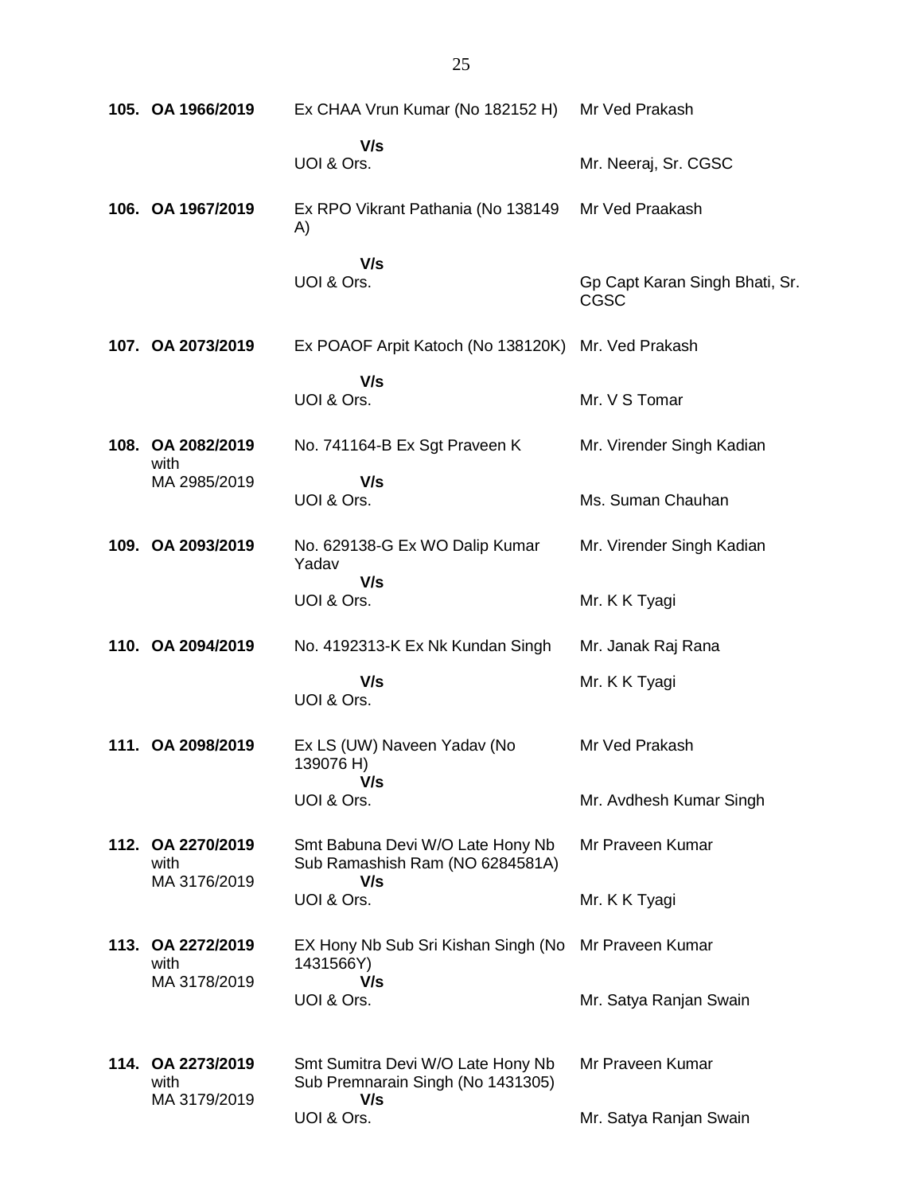| | | | |
|---|---|---|---|
| 105. | OA 1966/2019 | Ex CHAA Vrun Kumar (No 182152 H) | Mr Ved Prakash |
| | | V/s | |
| | | UOI & Ors. | Mr. Neeraj, Sr. CGSC |
| 106. | OA 1967/2019 | Ex RPO Vikrant Pathania (No 138149 A) | Mr Ved Praakash |
| | | V/s | |
| | | UOI & Ors. | Gp Capt Karan Singh Bhati, Sr. CGSC |
| 107. | OA 2073/2019 | Ex POAOF Arpit Katoch (No 138120K) | Mr. Ved Prakash |
| | | V/s | |
| | | UOI & Ors. | Mr. V S Tomar |
| 108. | OA 2082/2019 with MA 2985/2019 | No. 741164-B Ex Sgt Praveen K | Mr. Virender Singh Kadian |
| | | V/s | |
| | | UOI & Ors. | Ms. Suman Chauhan |
| 109. | OA 2093/2019 | No. 629138-G Ex WO Dalip Kumar Yadav | Mr. Virender Singh Kadian |
| | | V/s | |
| | | UOI & Ors. | Mr. K K Tyagi |
| 110. | OA 2094/2019 | No. 4192313-K Ex Nk Kundan Singh | Mr. Janak Raj Rana |
| | | V/s | Mr. K K Tyagi |
| | | UOI & Ors. | |
| 111. | OA 2098/2019 | Ex LS (UW) Naveen Yadav (No 139076 H) | Mr Ved Prakash |
| | | V/s | |
| | | UOI & Ors. | Mr. Avdhesh Kumar Singh |
| 112. | OA 2270/2019 with MA 3176/2019 | Smt Babuna Devi W/O Late Hony Nb Sub Ramashish Ram (NO 6284581A) | Mr Praveen Kumar |
| | | V/s | |
| | | UOI & Ors. | Mr. K K Tyagi |
| 113. | OA 2272/2019 with MA 3178/2019 | EX Hony Nb Sub Sri Kishan Singh (No 1431566Y) | Mr Praveen Kumar |
| | | V/s | |
| | | UOI & Ors. | Mr. Satya Ranjan Swain |
| 114. | OA 2273/2019 with MA 3179/2019 | Smt Sumitra Devi W/O Late Hony Nb Sub Premnarain Singh (No 1431305) | Mr Praveen Kumar |
| | | V/s | |
| | | UOI & Ors. | Mr. Satya Ranjan Swain |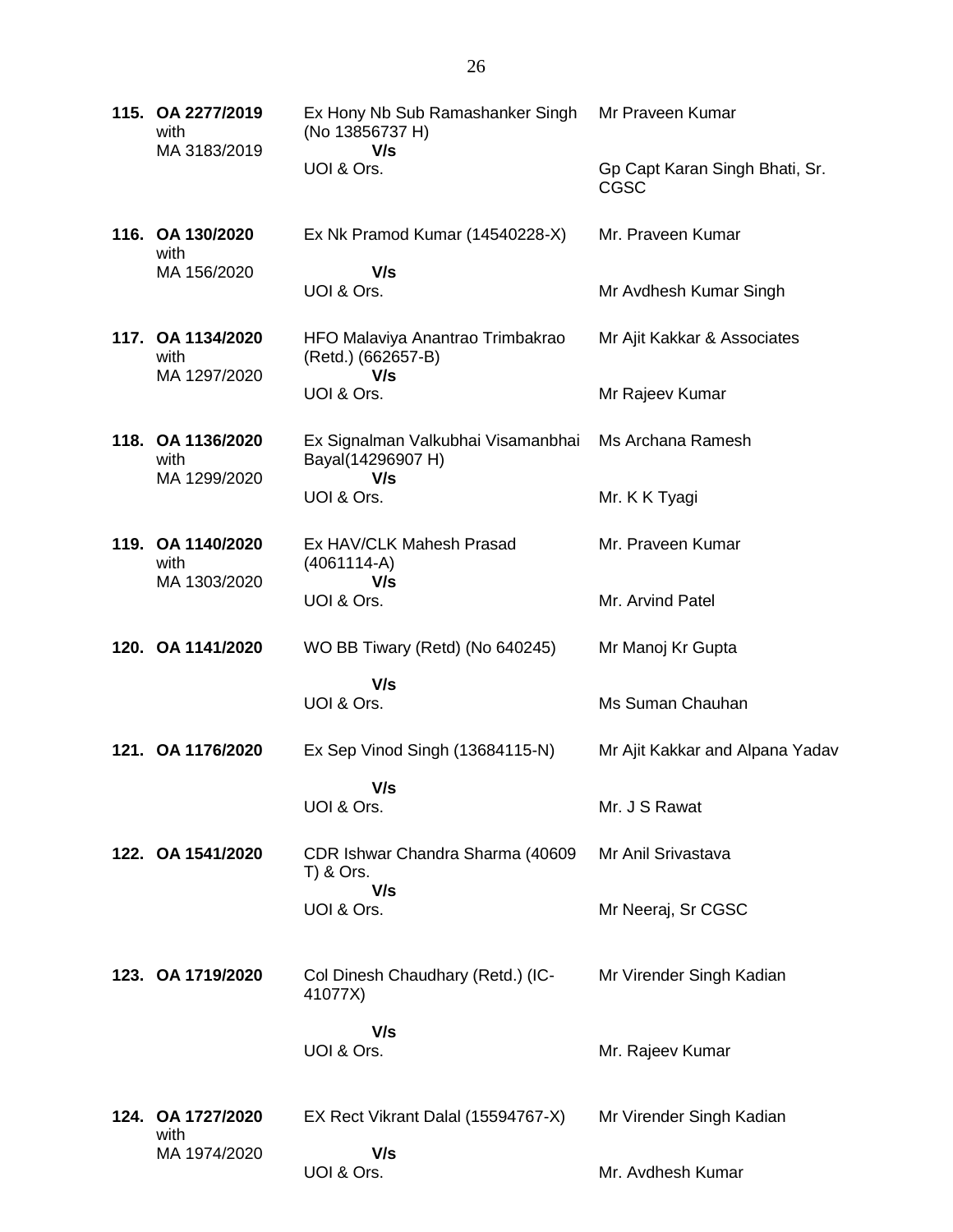| | | | |
|---|---|---|---|
| **115.** | **OA 2277/2019** with MA 3183/2019 | Ex Hony Nb Sub Ramashanker Singh (No 13856737 H) **V/s** UOI & Ors. | Mr Praveen Kumar<br><br>Gp Capt Karan Singh Bhati, Sr. CGSC |
| **116.** | **OA 130/2020** with MA 156/2020 | Ex Nk Pramod Kumar (14540228-X) **V/s** UOI & Ors. | Mr. Praveen Kumar<br><br>Mr Avdhesh Kumar Singh |
| **117.** | **OA 1134/2020** with MA 1297/2020 | HFO Malaviya Anantrao Trimbakrao (Retd.) (662657-B) **V/s** UOI & Ors. | Mr Ajit Kakkar & Associates<br><br>Mr Rajeev Kumar |
| **118.** | **OA 1136/2020** with MA 1299/2020 | Ex Signalman Valkubhai Visamanbhai Bayal(14296907 H) **V/s** UOI & Ors. | Ms Archana Ramesh<br><br>Mr. K K Tyagi |
| **119.** | **OA 1140/2020** with MA 1303/2020 | Ex HAV/CLK Mahesh Prasad (4061114-A) **V/s** UOI & Ors. | Mr. Praveen Kumar<br><br>Mr. Arvind Patel |
| **120.** | **OA 1141/2020** | WO BB Tiwary (Retd) (No 640245) **V/s** UOI & Ors. | Mr Manoj Kr Gupta<br><br>Ms Suman Chauhan |
| **121.** | **OA 1176/2020** | Ex Sep Vinod Singh (13684115-N) **V/s** UOI & Ors. | Mr Ajit Kakkar and Alpana Yadav<br><br>Mr. J S Rawat |
| **122.** | **OA 1541/2020** | CDR Ishwar Chandra Sharma (40609 T) & Ors. **V/s** UOI & Ors. | Mr Anil Srivastava<br><br>Mr Neeraj, Sr CGSC |
| **123.** | **OA 1719/2020** | Col Dinesh Chaudhary (Retd.) (IC-41077X) **V/s** UOI & Ors. | Mr Virender Singh Kadian<br><br>Mr. Rajeev Kumar |
| **124.** | **OA 1727/2020** with MA 1974/2020 | EX Rect Vikrant Dalal (15594767-X) **V/s** UOI & Ors. | Mr Virender Singh Kadian<br><br>Mr. Avdhesh Kumar |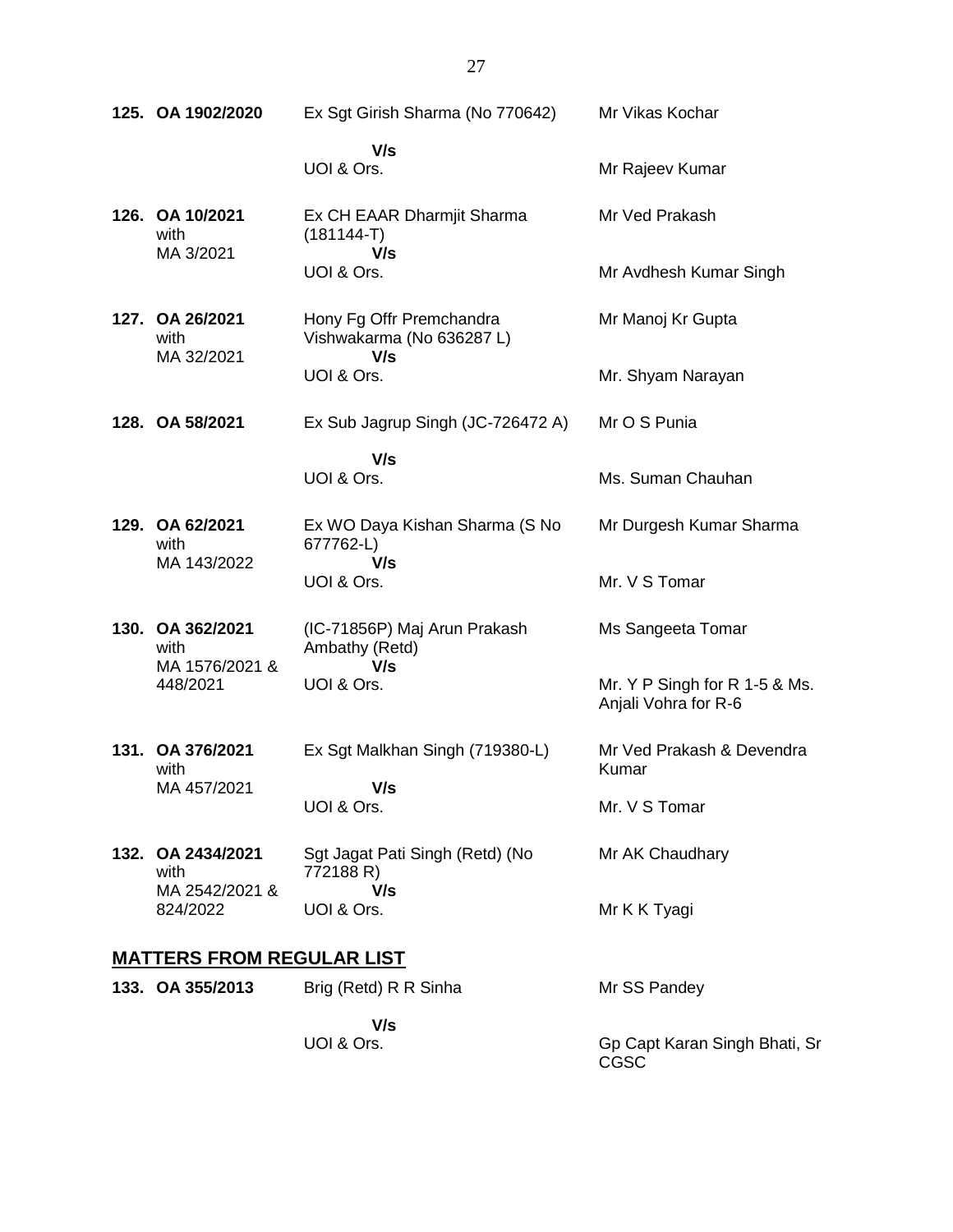| | | | |
|---|---|---|---|
| **125.** | **OA 1902/2020** | Ex Sgt Girish Sharma (No 770642)<br>**V/s**<br>UOI & Ors. | Mr Vikas Kochar<br><br>Mr Rajeev Kumar |
| **126.** | **OA 10/2021** with MA 3/2021 | Ex CH EAAR Dharmjit Sharma (181144-T)<br>**V/s**<br>UOI & Ors. | Mr Ved Prakash<br><br>Mr Avdhesh Kumar Singh |
| **127.** | **OA 26/2021** with MA 32/2021 | Hony Fg Offr Premchandra Vishwakarma (No 636287 L)<br>**V/s**<br>UOI & Ors. | Mr Manoj Kr Gupta<br><br>Mr. Shyam Narayan |
| **128.** | **OA 58/2021** | Ex Sub Jagrup Singh (JC-726472 A)<br>**V/s**<br>UOI & Ors. | Mr O S Punia<br><br>Ms. Suman Chauhan |
| **129.** | **OA 62/2021** with MA 143/2022 | Ex WO Daya Kishan Sharma (S No 677762-L)<br>**V/s**<br>UOI & Ors. | Mr Durgesh Kumar Sharma<br><br>Mr. V S Tomar |
| **130.** | **OA 362/2021** with MA 1576/2021 & 448/2021 | (IC-71856P) Maj Arun Prakash Ambathy (Retd)<br>**V/s**<br>UOI & Ors. | Ms Sangeeta Tomar<br><br>Mr. Y P Singh for R 1-5 & Ms. Anjali Vohra for R-6 |
| **131.** | **OA 376/2021** with MA 457/2021 | Ex Sgt Malkhan Singh (719380-L)<br>**V/s**<br>UOI & Ors. | Mr Ved Prakash & Devendra Kumar<br><br>Mr. V S Tomar |
| **132.** | **OA 2434/2021** with MA 2542/2021 & 824/2022 | Sgt Jagat Pati Singh (Retd) (No 772188 R)<br>**V/s**<br>UOI & Ors. | Mr AK Chaudhary<br><br>Mr K K Tyagi |

## **MATTERS FROM REGULAR LIST**

| | | | |
|---|---|---|---|
| **133.** | **OA 355/2013** | Brig (Retd) R R Sinha<br>**V/s**<br>UOI & Ors. | Mr SS Pandey<br><br>Gp Capt Karan Singh Bhati, Sr CGSC |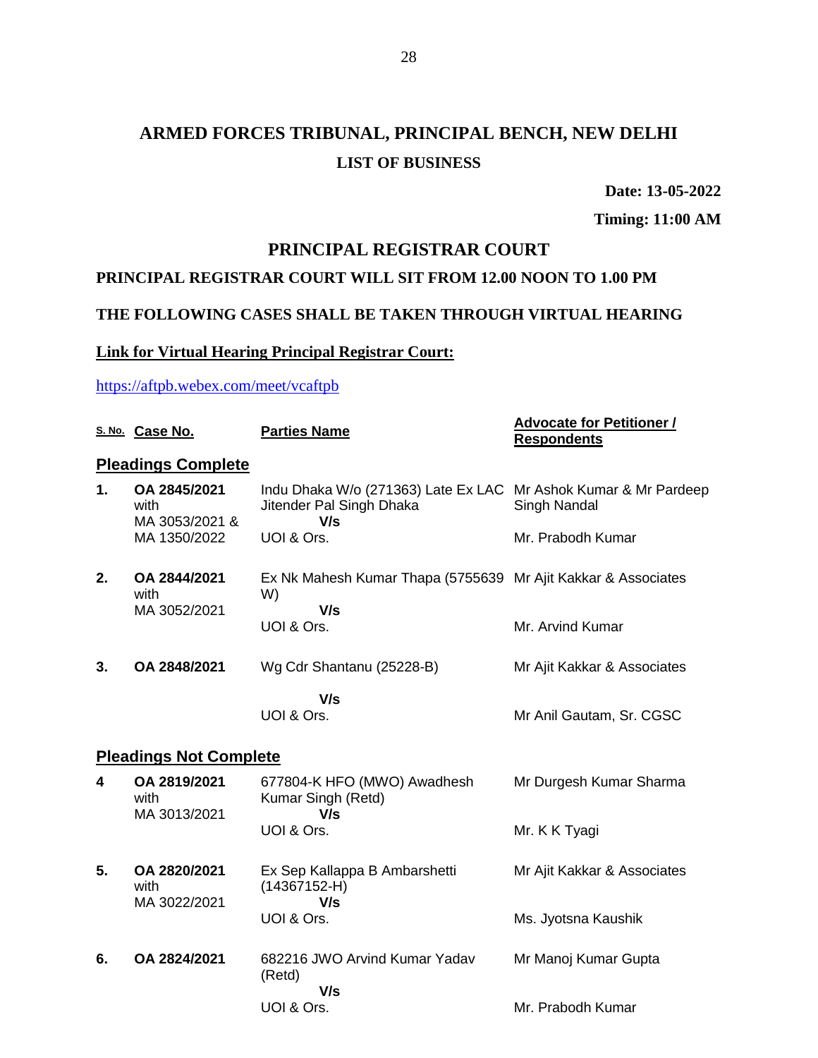# ARMED FORCES TRIBUNAL, PRINCIPAL BENCH, NEW DELHI

## LIST OF BUSINESS

**Date: 13-05-2022**

**Timing: 11:00 AM**

## PRINCIPAL REGISTRAR COURT

**PRINCIPAL REGISTRAR COURT WILL SIT FROM 12.00 NOON TO 1.00 PM**

**THE FOLLOWING CASES SHALL BE TAKEN THROUGH VIRTUAL HEARING**

**Link for Virtual Hearing Principal Registrar Court:**

https://aftpb.webex.com/meet/vcaftpb

| S. No. | Case No. | Parties Name | Advocate for Petitioner / Respondents |
|---|---|---|---|
| **Pleadings Complete** | | | |
| **1.** | **OA 2845/2021** with MA 3053/2021 & MA 1350/2022 | Indu Dhaka W/o (271363) Late Ex LAC Jitender Pal Singh Dhaka **V/s** UOI & Ors. | Mr Ashok Kumar & Mr Pardeep Singh Nandal<br>Mr. Prabodh Kumar |
| **2.** | **OA 2844/2021** with MA 3052/2021 | Ex Nk Mahesh Kumar Thapa (5755639 W) **V/s** UOI & Ors. | Mr Ajit Kakkar & Associates<br>Mr. Arvind Kumar |
| **3.** | **OA 2848/2021** | Wg Cdr Shantanu (25228-B) **V/s** UOI & Ors. | Mr Ajit Kakkar & Associates<br>Mr Anil Gautam, Sr. CGSC |
| **Pleadings Not Complete** | | | |
| **4** | **OA 2819/2021** with MA 3013/2021 | 677804-K HFO (MWO) Awadhesh Kumar Singh (Retd) **V/s** UOI & Ors. | Mr Durgesh Kumar Sharma<br>Mr. K K Tyagi |
| **5.** | **OA 2820/2021** with MA 3022/2021 | Ex Sep Kallappa B Ambarshetti (14367152-H) **V/s** UOI & Ors. | Mr Ajit Kakkar & Associates<br>Ms. Jyotsna Kaushik |
| **6.** | **OA 2824/2021** | 682216 JWO Arvind Kumar Yadav (Retd) **V/s** UOI & Ors. | Mr Manoj Kumar Gupta<br>Mr. Prabodh Kumar |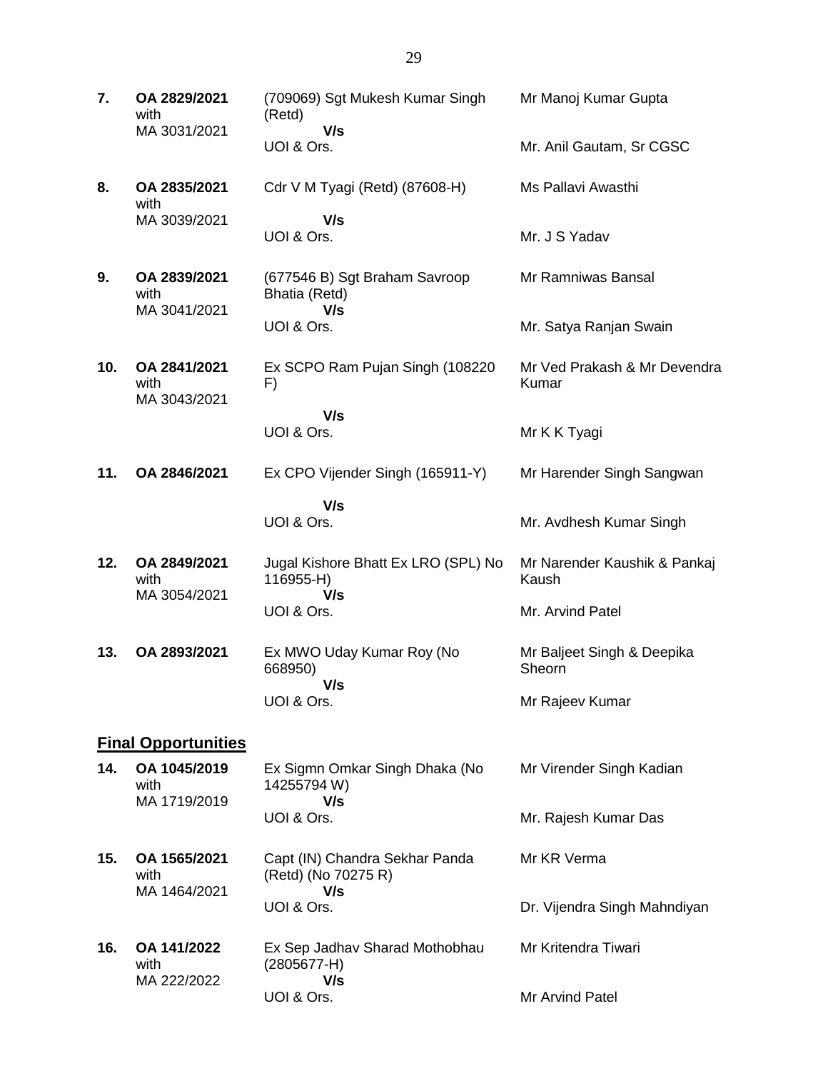| | | | |
|---|---|---|---|
| **7.** | **OA 2829/2021** with MA 3031/2021 | (709069) Sgt Mukesh Kumar Singh (Retd) **V/s** UOI & Ors. | Mr Manoj Kumar Gupta<br>Mr. Anil Gautam, Sr CGSC |
| **8.** | **OA 2835/2021** with MA 3039/2021 | Cdr V M Tyagi (Retd) (87608-H) **V/s** UOI & Ors. | Ms Pallavi Awasthi<br>Mr. J S Yadav |
| **9.** | **OA 2839/2021** with MA 3041/2021 | (677546 B) Sgt Braham Savroop Bhatia (Retd) **V/s** UOI & Ors. | Mr Ramniwas Bansal<br>Mr. Satya Ranjan Swain |
| **10.** | **OA 2841/2021** with MA 3043/2021 | Ex SCPO Ram Pujan Singh (108220 F) **V/s** UOI & Ors. | Mr Ved Prakash & Mr Devendra Kumar<br>Mr K K Tyagi |
| **11.** | **OA 2846/2021** | Ex CPO Vijender Singh (165911-Y) **V/s** UOI & Ors. | Mr Harender Singh Sangwan<br>Mr. Avdhesh Kumar Singh |
| **12.** | **OA 2849/2021** with MA 3054/2021 | Jugal Kishore Bhatt Ex LRO (SPL) No 116955-H) **V/s** UOI & Ors. | Mr Narender Kaushik & Pankaj Kaush<br>Mr. Arvind Patel |
| **13.** | **OA 2893/2021** | Ex MWO Uday Kumar Roy (No 668950) **V/s** UOI & Ors. | Mr Baljeet Singh & Deepika Sheorn<br>Mr Rajeev Kumar |

## **Final Opportunities**

| | | | |
|---|---|---|---|
| **14.** | **OA 1045/2019** with MA 1719/2019 | Ex Sigmn Omkar Singh Dhaka (No 14255794 W) **V/s** UOI & Ors. | Mr Virender Singh Kadian<br>Mr. Rajesh Kumar Das |
| **15.** | **OA 1565/2021** with MA 1464/2021 | Capt (IN) Chandra Sekhar Panda (Retd) (No 70275 R) **V/s** UOI & Ors. | Mr KR Verma<br>Dr. Vijendra Singh Mahndiyan |
| **16.** | **OA 141/2022** with MA 222/2022 | Ex Sep Jadhav Sharad Mothobhau (2805677-H) **V/s** UOI & Ors. | Mr Kritendra Tiwari<br>Mr Arvind Patel |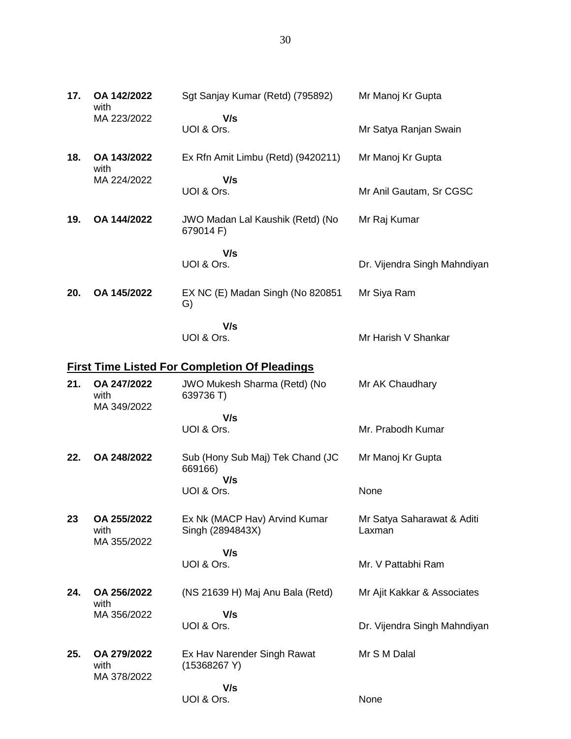| | | | |
|---|---|---|---|
| **17.** | **OA 142/2022** with MA 223/2022 | Sgt Sanjay Kumar (Retd) (795892)<br>**V/s**<br>UOI & Ors. | Mr Manoj Kr Gupta<br><br>Mr Satya Ranjan Swain |
| **18.** | **OA 143/2022** with MA 224/2022 | Ex Rfn Amit Limbu (Retd) (9420211)<br>**V/s**<br>UOI & Ors. | Mr Manoj Kr Gupta<br><br>Mr Anil Gautam, Sr CGSC |
| **19.** | **OA 144/2022** | JWO Madan Lal Kaushik (Retd) (No 679014 F)<br>**V/s**<br>UOI & Ors. | Mr Raj Kumar<br><br>Dr. Vijendra Singh Mahndiyan |
| **20.** | **OA 145/2022** | EX NC (E) Madan Singh (No 820851 G)<br>**V/s**<br>UOI & Ors. | Mr Siya Ram<br><br>Mr Harish V Shankar |

## **First Time Listed For Completion Of Pleadings**

| | | | |
|---|---|---|---|
| **21.** | **OA 247/2022** with MA 349/2022 | JWO Mukesh Sharma (Retd) (No 639736 T)<br>**V/s**<br>UOI & Ors. | Mr AK Chaudhary<br><br>Mr. Prabodh Kumar |
| **22.** | **OA 248/2022** | Sub (Hony Sub Maj) Tek Chand (JC 669166)<br>**V/s**<br>UOI & Ors. | Mr Manoj Kr Gupta<br><br>None |
| **23** | **OA 255/2022** with MA 355/2022 | Ex Nk (MACP Hav) Arvind Kumar Singh (2894843X)<br>**V/s**<br>UOI & Ors. | Mr Satya Saharawat & Aditi Laxman<br><br>Mr. V Pattabhi Ram |
| **24.** | **OA 256/2022** with MA 356/2022 | (NS 21639 H) Maj Anu Bala (Retd)<br>**V/s**<br>UOI & Ors. | Mr Ajit Kakkar & Associates<br><br>Dr. Vijendra Singh Mahndiyan |
| **25.** | **OA 279/2022** with MA 378/2022 | Ex Hav Narender Singh Rawat (15368267 Y)<br>**V/s**<br>UOI & Ors. | Mr S M Dalal<br><br>None |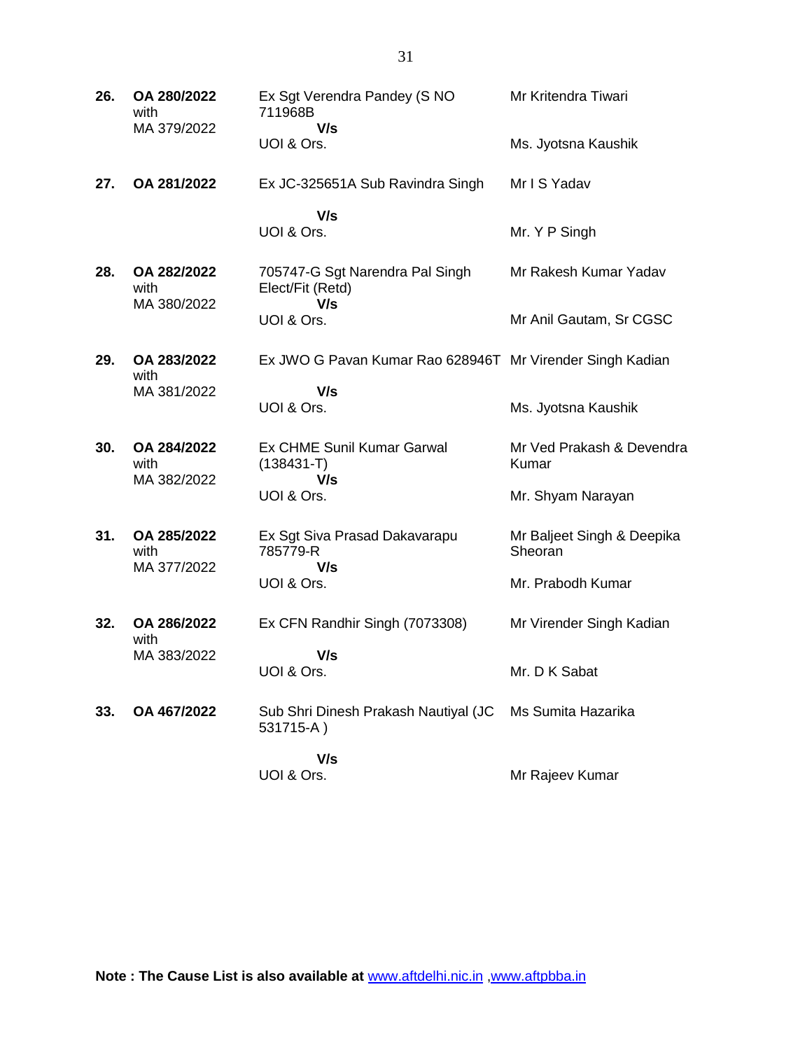| | | | |
|---|---|---|---|
| **26.** | **OA 280/2022** with MA 379/2022 | Ex Sgt Verendra Pandey (S NO 711968B **V/s** UOI & Ors. | Mr Kritendra Tiwari<br><br>Ms. Jyotsna Kaushik |
| **27.** | **OA 281/2022** | Ex JC-325651A Sub Ravindra Singh **V/s** UOI & Ors. | Mr I S Yadav<br><br>Mr. Y P Singh |
| **28.** | **OA 282/2022** with MA 380/2022 | 705747-G Sgt Narendra Pal Singh Elect/Fit (Retd) **V/s** UOI & Ors. | Mr Rakesh Kumar Yadav<br><br>Mr Anil Gautam, Sr CGSC |
| **29.** | **OA 283/2022** with MA 381/2022 | Ex JWO G Pavan Kumar Rao 628946T **V/s** UOI & Ors. | Mr Virender Singh Kadian<br><br>Ms. Jyotsna Kaushik |
| **30.** | **OA 284/2022** with MA 382/2022 | Ex CHME Sunil Kumar Garwal (138431-T) **V/s** UOI & Ors. | Mr Ved Prakash & Devendra Kumar<br><br>Mr. Shyam Narayan |
| **31.** | **OA 285/2022** with MA 377/2022 | Ex Sgt Siva Prasad Dakavarapu 785779-R **V/s** UOI & Ors. | Mr Baljeet Singh & Deepika Sheoran<br><br>Mr. Prabodh Kumar |
| **32.** | **OA 286/2022** with MA 383/2022 | Ex CFN Randhir Singh (7073308) **V/s** UOI & Ors. | Mr Virender Singh Kadian<br><br>Mr. D K Sabat |
| **33.** | **OA 467/2022** | Sub Shri Dinesh Prakash Nautiyal (JC 531715-A ) **V/s** UOI & Ors. | Ms Sumita Hazarika<br><br>Mr Rajeev Kumar |

**Note : The Cause List is also available at** [www.aftdelhi.nic.in](http://www.aftdelhi.nic.in) ,[www.aftpbba.in](http://www.aftpbba.in)